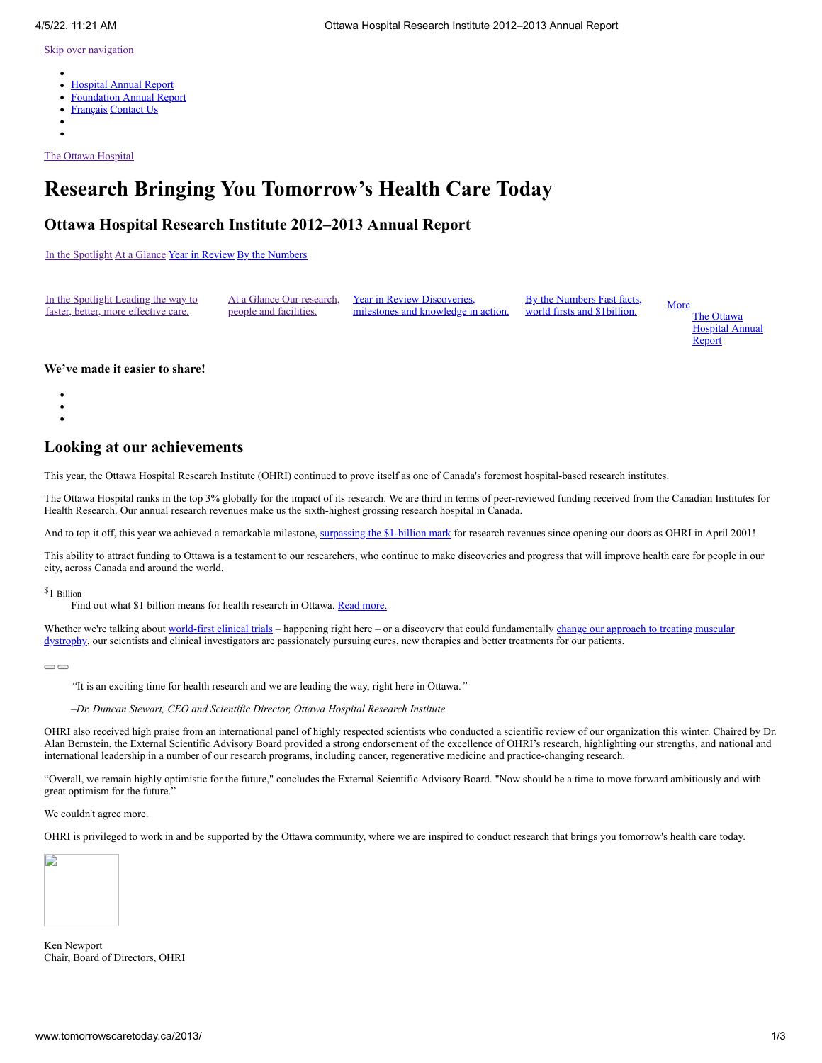[Skip over navigation](#)

- [Hospital Annual Report](#)
- [Foundation Annual Report](#)
- [Français](#) [Contact Us](#)

[The Ottawa Hospital](#)

# Research Bringing You Tomorrow's Health Care Today

## Ottawa Hospital Research Institute 2012–2013 Annual Report

[In the Spotlight](#) [At a Glance](#) [Year in Review](#) [By the Numbers](#)

[In the Spotlight Leading the way to faster, better, more effective care.](#) [At a Glance Our research, people and facilities.](#) [Year in Review Discoveries, milestones and knowledge in action.](#) [By the Numbers Fast facts, world firsts and $1billion.](#) [More](#) [The Ottawa Hospital Annual Report](#)

### We've made it easier to share!

## Looking at our achievements

This year, the Ottawa Hospital Research Institute (OHRI) continued to prove itself as one of Canada's foremost hospital-based research institutes.

The Ottawa Hospital ranks in the top 3% globally for the impact of its research. We are third in terms of peer-reviewed funding received from the Canadian Institutes for Health Research. Our annual research revenues make us the sixth-highest grossing research hospital in Canada.

And to top it off, this year we achieved a remarkable milestone, [surpassing the $1-billion mark](#) for research revenues since opening our doors as OHRI in April 2001!

This ability to attract funding to Ottawa is a testament to our researchers, who continue to make discoveries and progress that will improve health care for people in our city, across Canada and around the world.

$1 Billion
: Find out what $1 billion means for health research in Ottawa. [Read more.](#)

Whether we're talking about [world-first clinical trials](#) – happening right here – or a discovery that could fundamentally [change our approach to treating muscular dystrophy](#), our scientists and clinical investigators are passionately pursuing cures, new therapies and better treatments for our patients.

> *"It is an exciting time for health research and we are leading the way, right here in Ottawa."*
>
> *–Dr. Duncan Stewart, CEO and Scientific Director, Ottawa Hospital Research Institute*

OHRI also received high praise from an international panel of highly respected scientists who conducted a scientific review of our organization this winter. Chaired by Dr. Alan Bernstein, the External Scientific Advisory Board provided a strong endorsement of the excellence of OHRI's research, highlighting our strengths, and national and international leadership in a number of our research programs, including cancer, regenerative medicine and practice-changing research.

"Overall, we remain highly optimistic for the future," concludes the External Scientific Advisory Board. "Now should be a time to move forward ambitiously and with great optimism for the future."

We couldn't agree more.

OHRI is privileged to work in and be supported by the Ottawa community, where we are inspired to conduct research that brings you tomorrow's health care today.

Ken Newport
Chair, Board of Directors, OHRI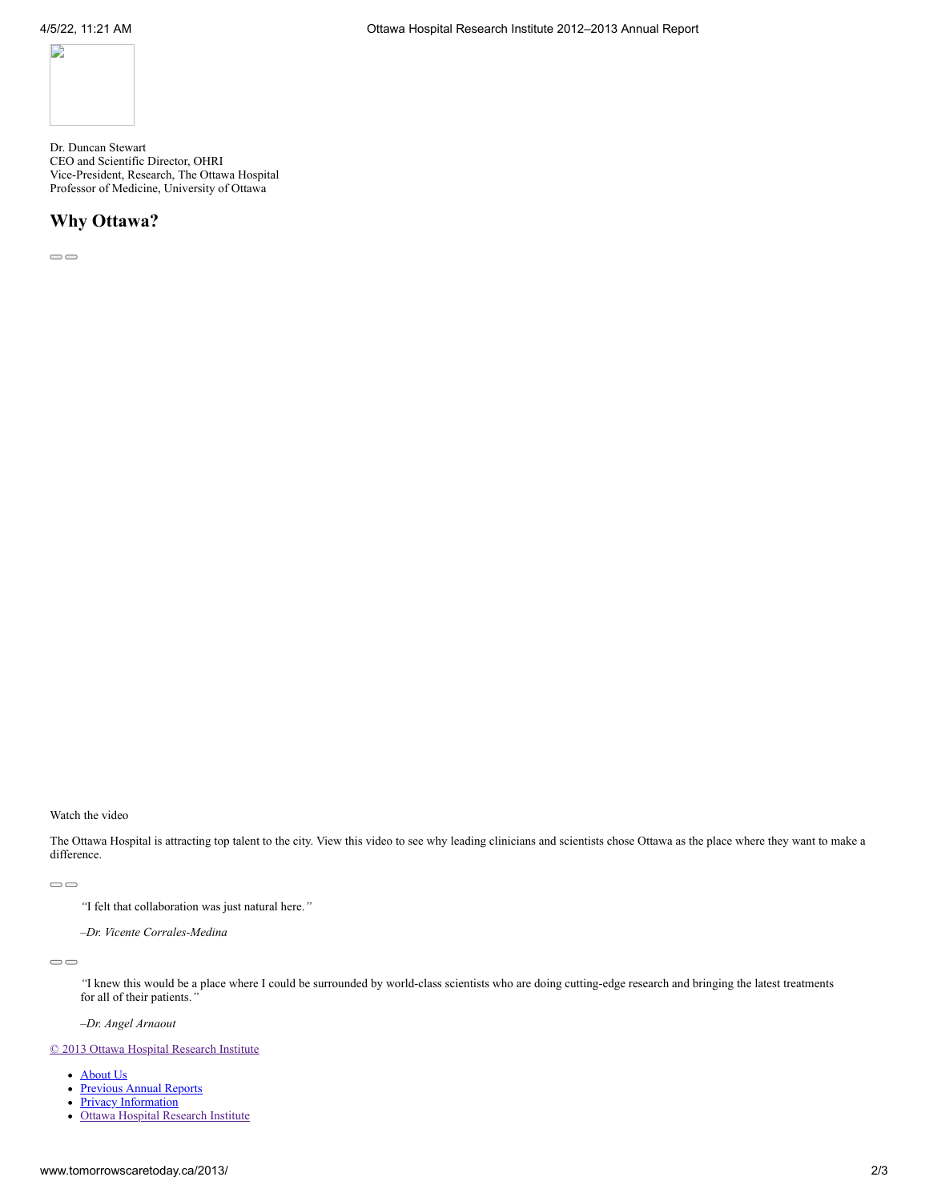Dr. Duncan Stewart
CEO and Scientific Director, OHRI
Vice-President, Research, The Ottawa Hospital
Professor of Medicine, University of Ottawa

## Why Ottawa?

Watch the video

The Ottawa Hospital is attracting top talent to the city. View this video to see why leading clinicians and scientists chose Ottawa as the place where they want to make a difference.

> *"*I felt that collaboration was just natural here.*"*
>
> *–Dr. Vicente Corrales-Medina*

> *"*I knew this would be a place where I could be surrounded by world-class scientists who are doing cutting-edge research and bringing the latest treatments for all of their patients.*"*
>
> *–Dr. Angel Arnaout*

© 2013 Ottawa Hospital Research Institute

- About Us
- Previous Annual Reports
- Privacy Information
- Ottawa Hospital Research Institute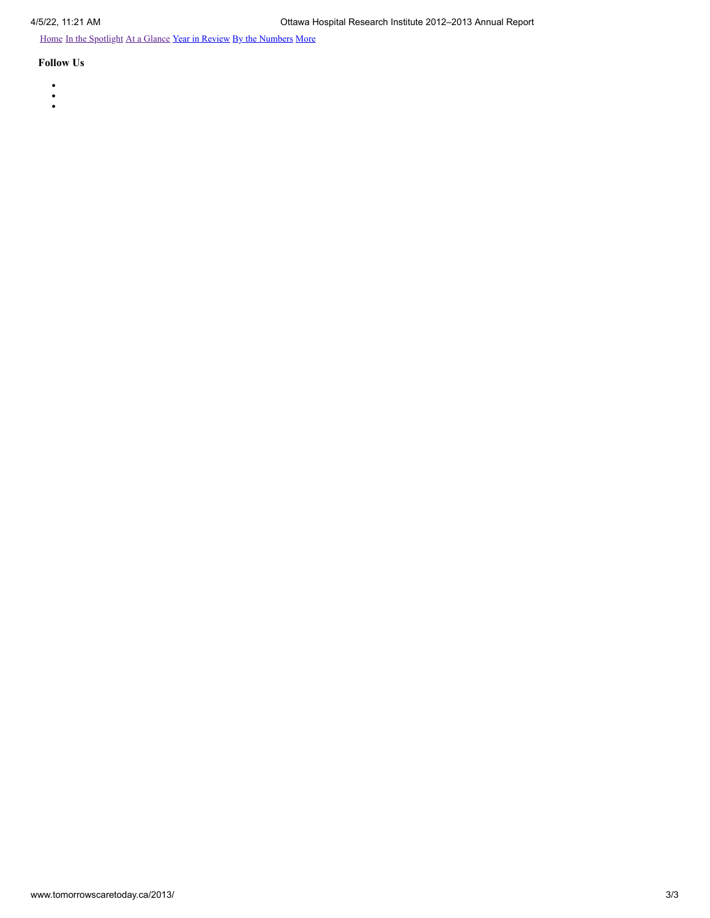[Home](#) [In the Spotlight](#) [At a Glance](#) [Year in Review](#) [By the Numbers](#) [More](#)

### Follow Us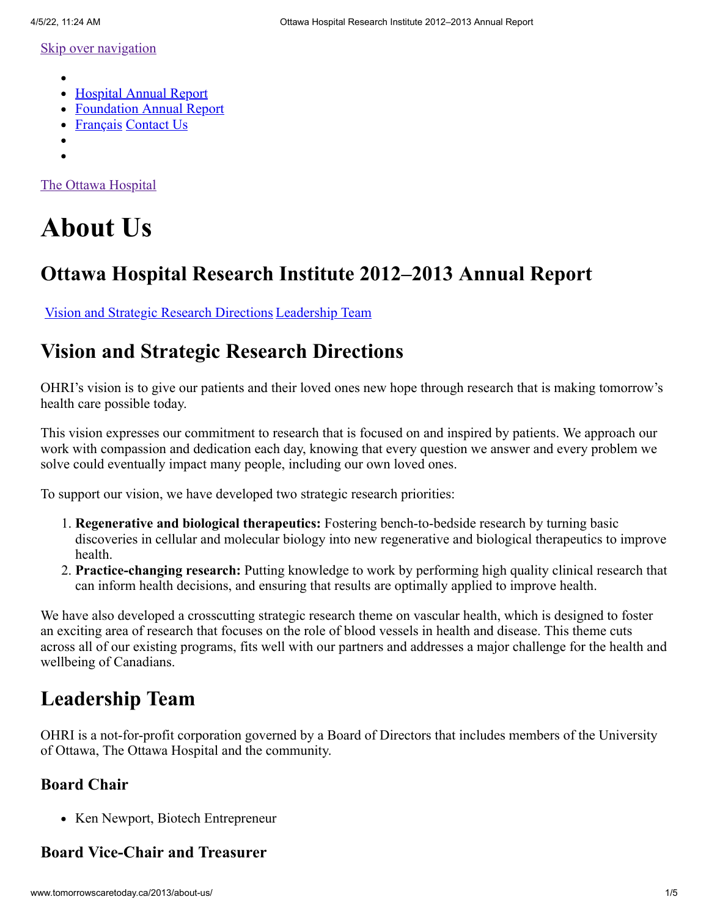Skip over navigation

- 
- Hospital Annual Report
- Foundation Annual Report
- Français Contact Us
- 
- 

The Ottawa Hospital

# About Us

## Ottawa Hospital Research Institute 2012–2013 Annual Report

Vision and Strategic Research Directions Leadership Team

## Vision and Strategic Research Directions

OHRI's vision is to give our patients and their loved ones new hope through research that is making tomorrow's health care possible today.

This vision expresses our commitment to research that is focused on and inspired by patients. We approach our work with compassion and dedication each day, knowing that every question we answer and every problem we solve could eventually impact many people, including our own loved ones.

To support our vision, we have developed two strategic research priorities:

1. **Regenerative and biological therapeutics:** Fostering bench-to-bedside research by turning basic discoveries in cellular and molecular biology into new regenerative and biological therapeutics to improve health.
2. **Practice-changing research:** Putting knowledge to work by performing high quality clinical research that can inform health decisions, and ensuring that results are optimally applied to improve health.

We have also developed a crosscutting strategic research theme on vascular health, which is designed to foster an exciting area of research that focuses on the role of blood vessels in health and disease. This theme cuts across all of our existing programs, fits well with our partners and addresses a major challenge for the health and wellbeing of Canadians.

## Leadership Team

OHRI is a not-for-profit corporation governed by a Board of Directors that includes members of the University of Ottawa, The Ottawa Hospital and the community.

### Board Chair

- Ken Newport, Biotech Entrepreneur

### Board Vice-Chair and Treasurer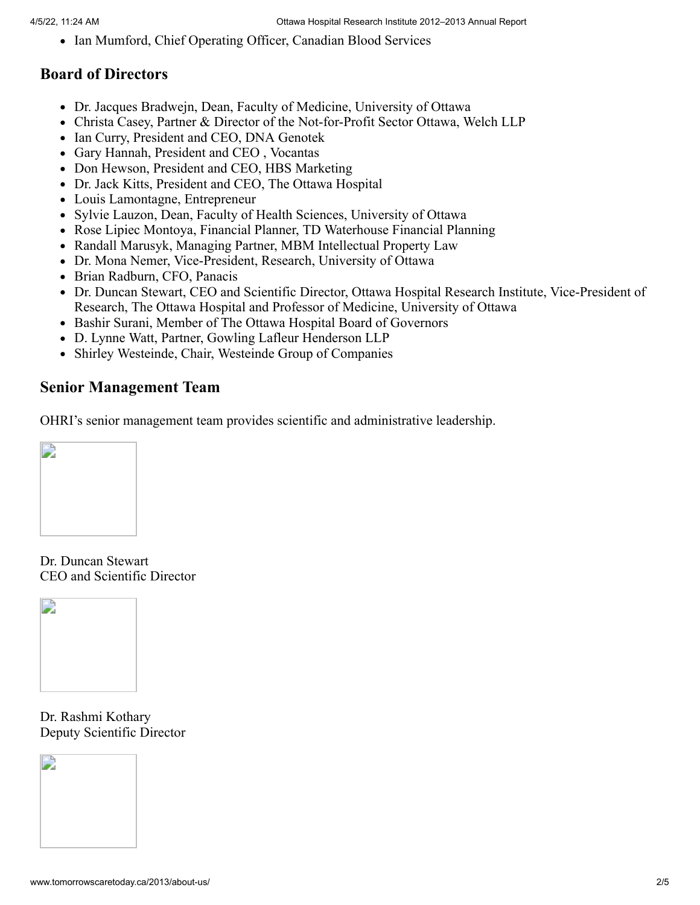- Ian Mumford, Chief Operating Officer, Canadian Blood Services

## Board of Directors

- Dr. Jacques Bradwejn, Dean, Faculty of Medicine, University of Ottawa
- Christa Casey, Partner & Director of the Not-for-Profit Sector Ottawa, Welch LLP
- Ian Curry, President and CEO, DNA Genotek
- Gary Hannah, President and CEO , Vocantas
- Don Hewson, President and CEO, HBS Marketing
- Dr. Jack Kitts, President and CEO, The Ottawa Hospital
- Louis Lamontagne, Entrepreneur
- Sylvie Lauzon, Dean, Faculty of Health Sciences, University of Ottawa
- Rose Lipiec Montoya, Financial Planner, TD Waterhouse Financial Planning
- Randall Marusyk, Managing Partner, MBM Intellectual Property Law
- Dr. Mona Nemer, Vice-President, Research, University of Ottawa
- Brian Radburn, CFO, Panacis
- Dr. Duncan Stewart, CEO and Scientific Director, Ottawa Hospital Research Institute, Vice-President of Research, The Ottawa Hospital and Professor of Medicine, University of Ottawa
- Bashir Surani, Member of The Ottawa Hospital Board of Governors
- D. Lynne Watt, Partner, Gowling Lafleur Henderson LLP
- Shirley Westeinde, Chair, Westeinde Group of Companies

## Senior Management Team

OHRI's senior management team provides scientific and administrative leadership.

Dr. Duncan Stewart
CEO and Scientific Director

Dr. Rashmi Kothary
Deputy Scientific Director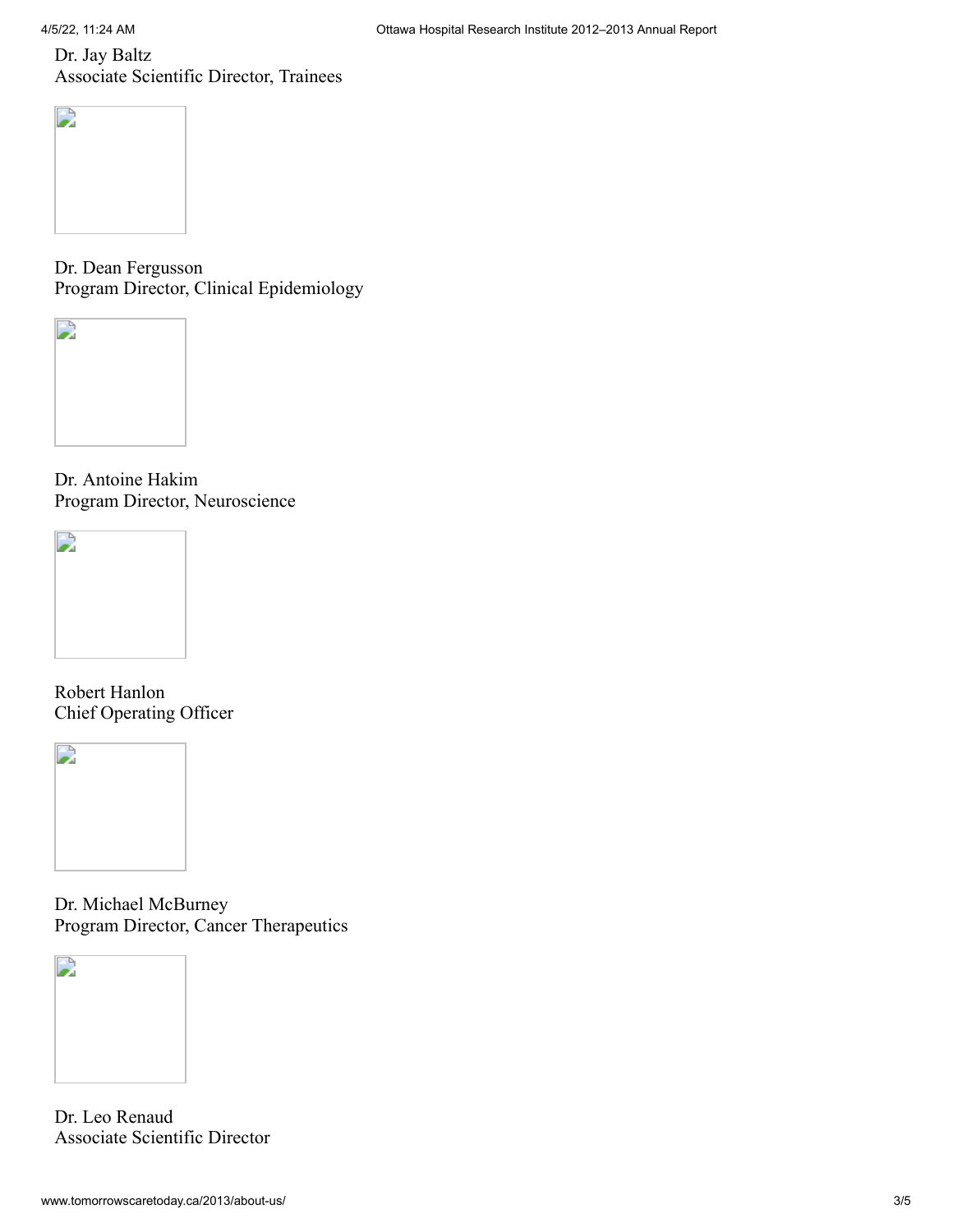Dr. Jay Baltz
Associate Scientific Director, Trainees

Dr. Dean Fergusson
Program Director, Clinical Epidemiology

Dr. Antoine Hakim
Program Director, Neuroscience

Robert Hanlon
Chief Operating Officer

Dr. Michael McBurney
Program Director, Cancer Therapeutics

Dr. Leo Renaud
Associate Scientific Director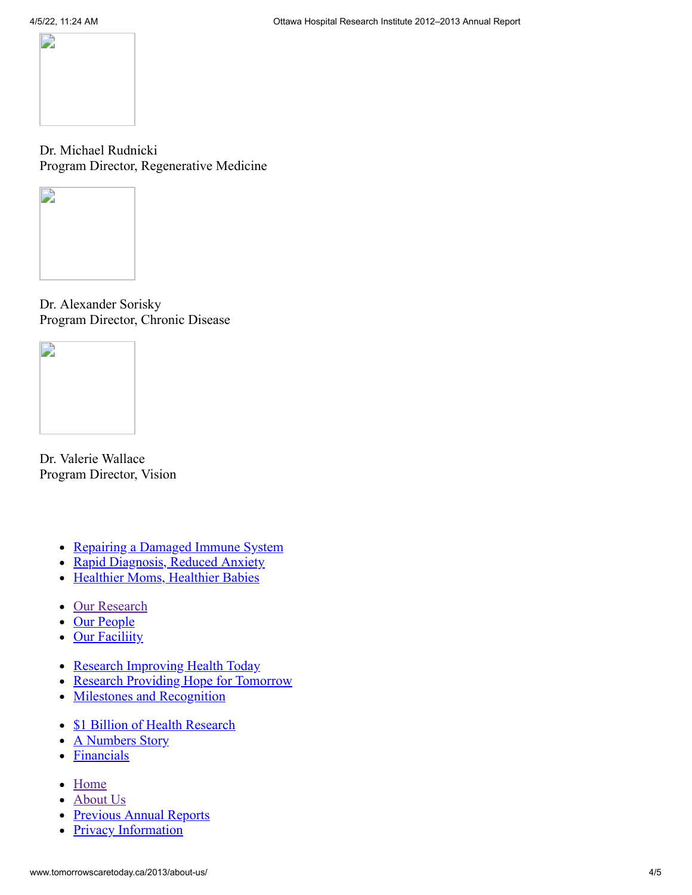Dr. Michael Rudnicki
Program Director, Regenerative Medicine

Dr. Alexander Sorisky
Program Director, Chronic Disease

Dr. Valerie Wallace
Program Director, Vision

- Repairing a Damaged Immune System
- Rapid Diagnosis, Reduced Anxiety
- Healthier Moms, Healthier Babies

- Our Research
- Our People
- Our Faciliity

- Research Improving Health Today
- Research Providing Hope for Tomorrow
- Milestones and Recognition

- $1 Billion of Health Research
- A Numbers Story
- Financials

- Home
- About Us
- Previous Annual Reports
- Privacy Information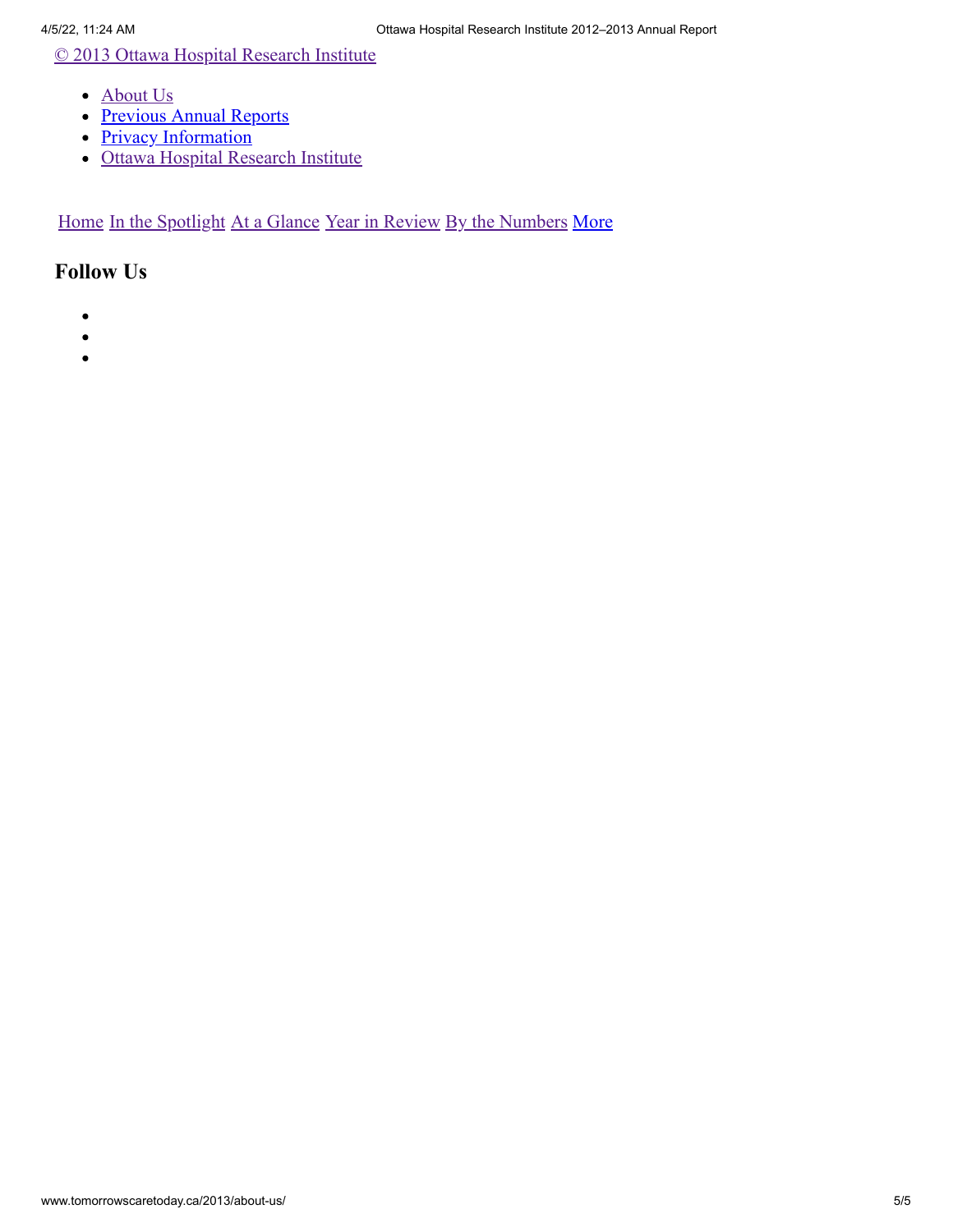© 2013 Ottawa Hospital Research Institute

- About Us
- Previous Annual Reports
- Privacy Information
- Ottawa Hospital Research Institute

Home In the Spotlight At a Glance Year in Review By the Numbers More

## Follow Us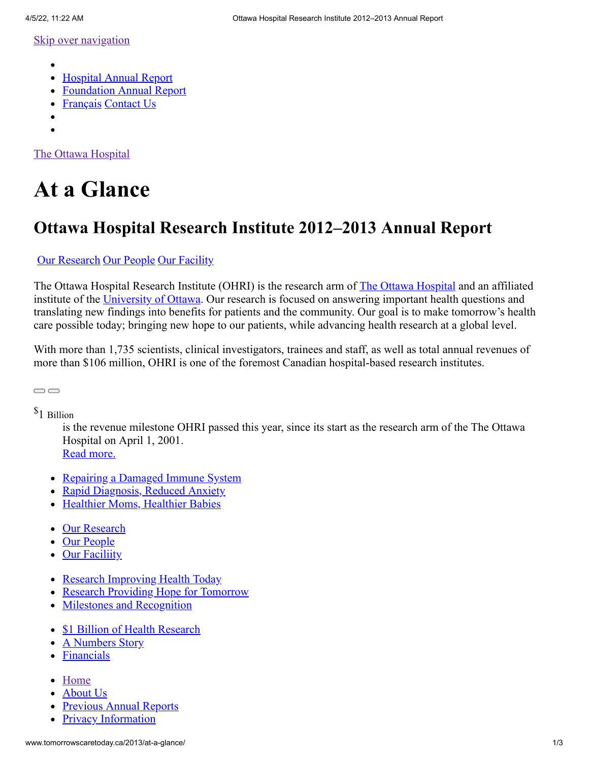Skip over navigation

- 
- Hospital Annual Report
- Foundation Annual Report
- Français Contact Us
- 
- 

The Ottawa Hospital

# At a Glance

## Ottawa Hospital Research Institute 2012–2013 Annual Report

Our Research Our People Our Facility

The Ottawa Hospital Research Institute (OHRI) is the research arm of The Ottawa Hospital and an affiliated institute of the University of Ottawa. Our research is focused on answering important health questions and translating new findings into benefits for patients and the community. Our goal is to make tomorrow's health care possible today; bringing new hope to our patients, while advancing health research at a global level.

With more than 1,735 scientists, clinical investigators, trainees and staff, as well as total annual revenues of more than $106 million, OHRI is one of the foremost Canadian hospital-based research institutes.

$1 Billion

is the revenue milestone OHRI passed this year, since its start as the research arm of the The Ottawa Hospital on April 1, 2001.
Read more.

- Repairing a Damaged Immune System
- Rapid Diagnosis, Reduced Anxiety
- Healthier Moms, Healthier Babies

- Our Research
- Our People
- Our Faciliity

- Research Improving Health Today
- Research Providing Hope for Tomorrow
- Milestones and Recognition

- $1 Billion of Health Research
- A Numbers Story
- Financials

- Home
- About Us
- Previous Annual Reports
- Privacy Information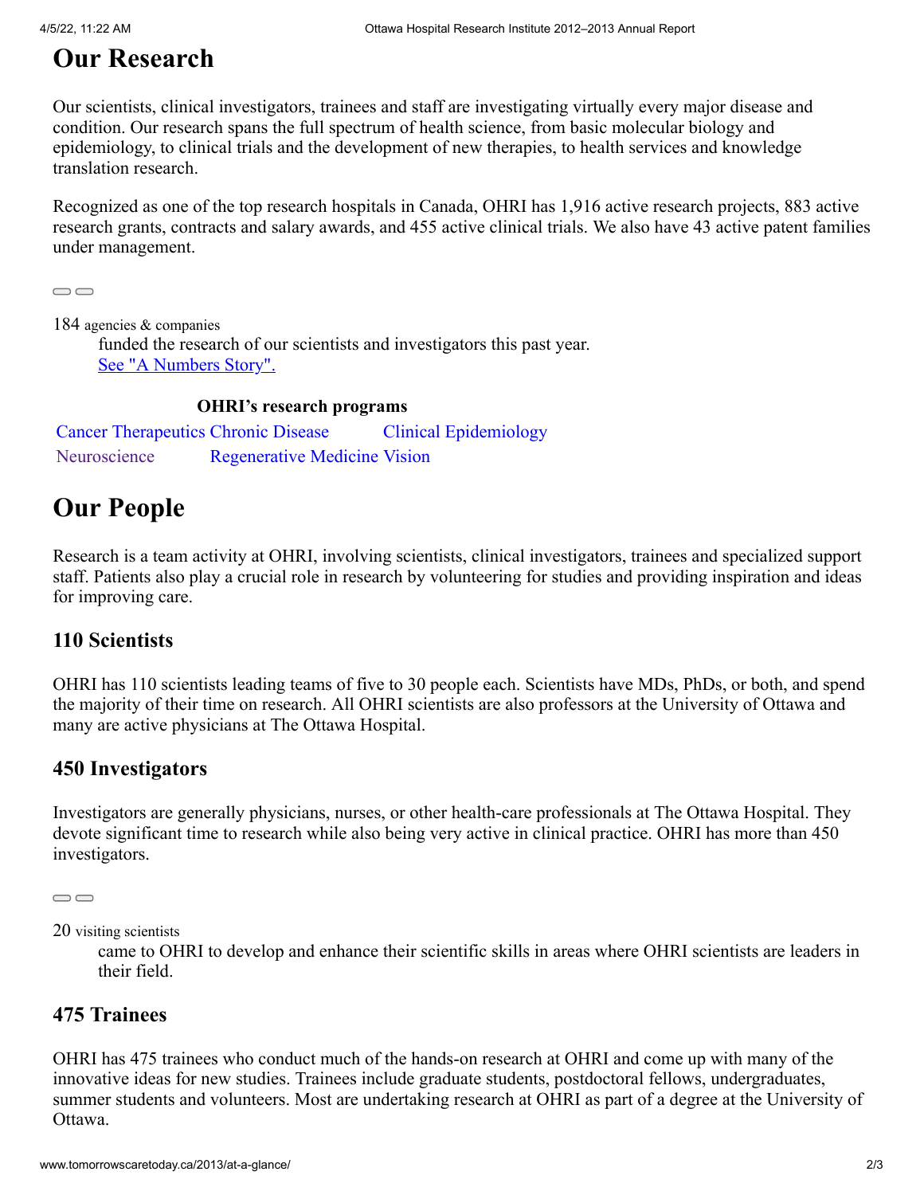# Our Research

Our scientists, clinical investigators, trainees and staff are investigating virtually every major disease and condition. Our research spans the full spectrum of health science, from basic molecular biology and epidemiology, to clinical trials and the development of new therapies, to health services and knowledge translation research.

Recognized as one of the top research hospitals in Canada, OHRI has 1,916 active research projects, 883 active research grants, contracts and salary awards, and 455 active clinical trials. We also have 43 active patent families under management.

184 agencies & companies
: funded the research of our scientists and investigators this past year. [See "A Numbers Story".]

**OHRI's research programs**

Cancer Therapeutics Chronic Disease Clinical Epidemiology
Neuroscience Regenerative Medicine Vision

# Our People

Research is a team activity at OHRI, involving scientists, clinical investigators, trainees and specialized support staff. Patients also play a crucial role in research by volunteering for studies and providing inspiration and ideas for improving care.

## 110 Scientists

OHRI has 110 scientists leading teams of five to 30 people each. Scientists have MDs, PhDs, or both, and spend the majority of their time on research. All OHRI scientists are also professors at the University of Ottawa and many are active physicians at The Ottawa Hospital.

## 450 Investigators

Investigators are generally physicians, nurses, or other health-care professionals at The Ottawa Hospital. They devote significant time to research while also being very active in clinical practice. OHRI has more than 450 investigators.

20 visiting scientists
: came to OHRI to develop and enhance their scientific skills in areas where OHRI scientists are leaders in their field.

## 475 Trainees

OHRI has 475 trainees who conduct much of the hands-on research at OHRI and come up with many of the innovative ideas for new studies. Trainees include graduate students, postdoctoral fellows, undergraduates, summer students and volunteers. Most are undertaking research at OHRI as part of a degree at the University of Ottawa.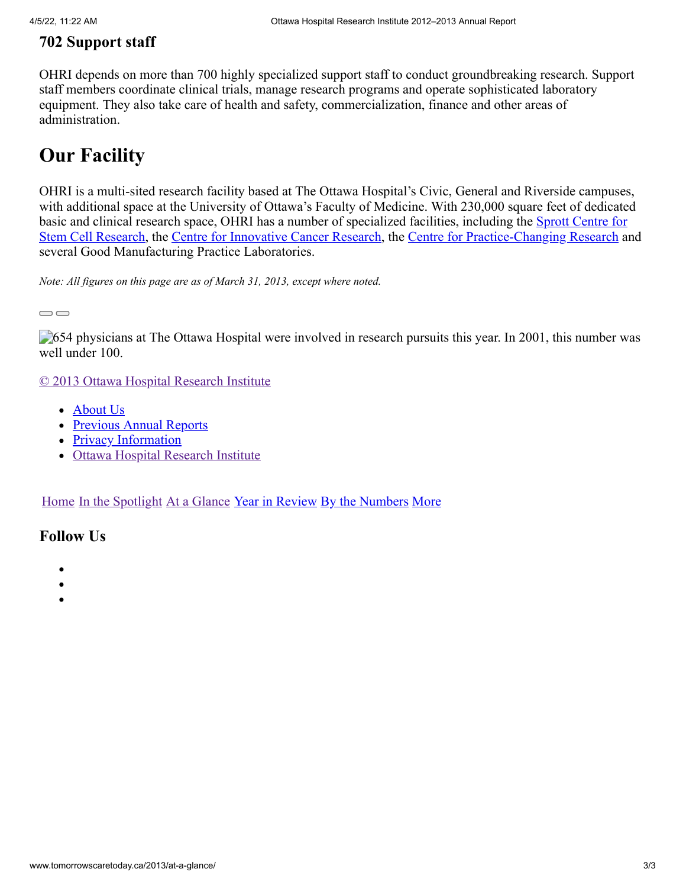### 702 Support staff

OHRI depends on more than 700 highly specialized support staff to conduct groundbreaking research. Support staff members coordinate clinical trials, manage research programs and operate sophisticated laboratory equipment. They also take care of health and safety, commercialization, finance and other areas of administration.

## Our Facility

OHRI is a multi-sited research facility based at The Ottawa Hospital's Civic, General and Riverside campuses, with additional space at the University of Ottawa's Faculty of Medicine. With 230,000 square feet of dedicated basic and clinical research space, OHRI has a number of specialized facilities, including the Sprott Centre for Stem Cell Research, the Centre for Innovative Cancer Research, the Centre for Practice-Changing Research and several Good Manufacturing Practice Laboratories.

*Note: All figures on this page are as of March 31, 2013, except where noted.*

654 physicians at The Ottawa Hospital were involved in research pursuits this year. In 2001, this number was well under 100.

© 2013 Ottawa Hospital Research Institute

- About Us
- Previous Annual Reports
- Privacy Information
- Ottawa Hospital Research Institute

Home In the Spotlight At a Glance Year in Review By the Numbers More

### Follow Us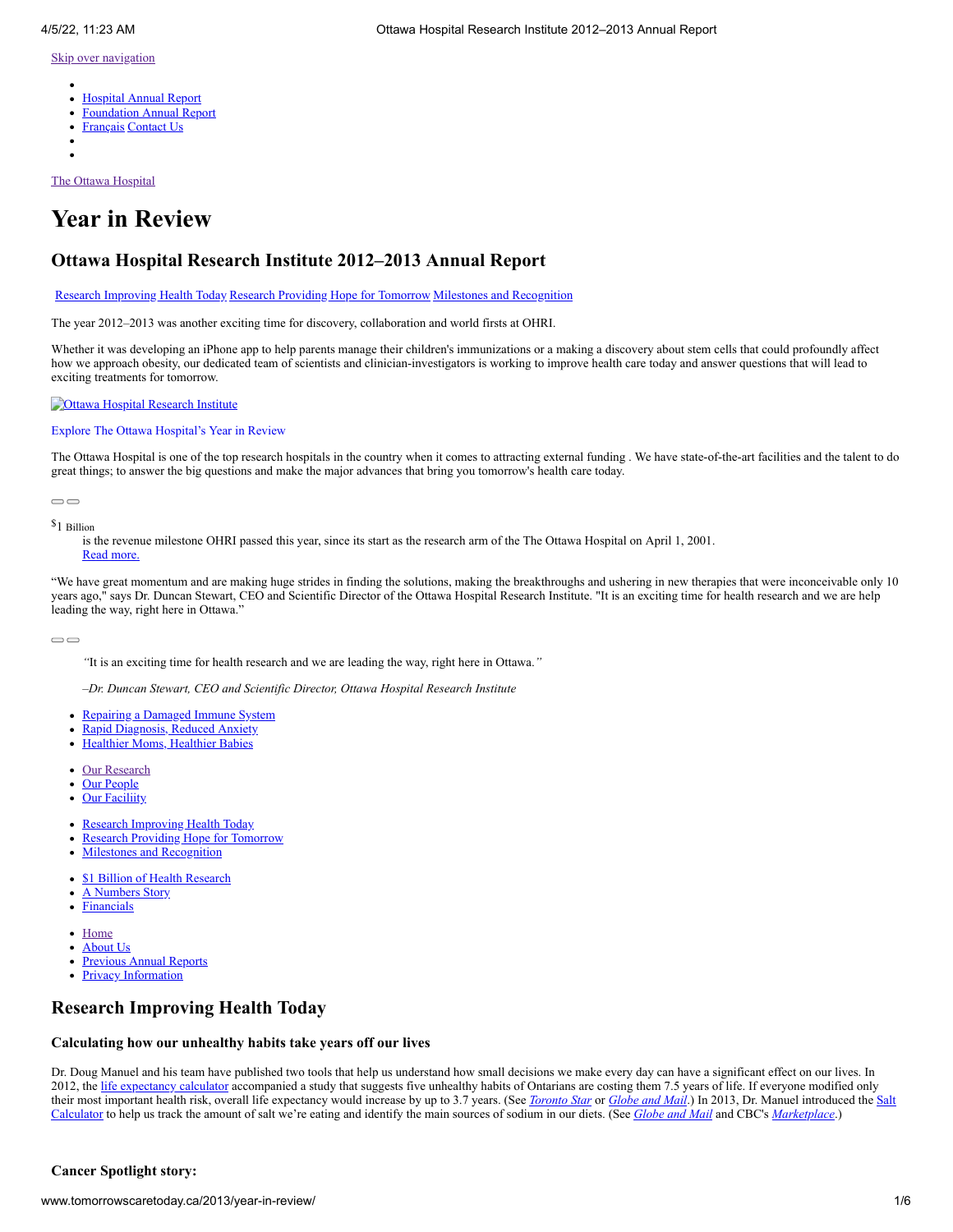[Skip over navigation](#)

- 
- [Hospital Annual Report](#)
- [Foundation Annual Report](#)
- [Français](#) [Contact Us](#)
- 
- 

[The Ottawa Hospital](#)

# Year in Review

## Ottawa Hospital Research Institute 2012–2013 Annual Report

[Research Improving Health Today](#) [Research Providing Hope for Tomorrow](#) [Milestones and Recognition](#)

The year 2012–2013 was another exciting time for discovery, collaboration and world firsts at OHRI.

Whether it was developing an iPhone app to help parents manage their children's immunizations or a making a discovery about stem cells that could profoundly affect how we approach obesity, our dedicated team of scientists and clinician-investigators is working to improve health care today and answer questions that will lead to exciting treatments for tomorrow.

[Ottawa Hospital Research Institute](#)

[Explore The Ottawa Hospital's Year in Review](#)

The Ottawa Hospital is one of the top research hospitals in the country when it comes to attracting external funding . We have state-of-the-art facilities and the talent to do great things; to answer the big questions and make the major advances that bring you tomorrow's health care today.

$1 Billion
: is the revenue milestone OHRI passed this year, since its start as the research arm of the The Ottawa Hospital on April 1, 2001.
[Read more.](#)

"We have great momentum and are making huge strides in finding the solutions, making the breakthroughs and ushering in new therapies that were inconceivable only 10 years ago," says Dr. Duncan Stewart, CEO and Scientific Director of the Ottawa Hospital Research Institute. "It is an exciting time for health research and we are help leading the way, right here in Ottawa."

> *"*It is an exciting time for health research and we are leading the way, right here in Ottawa.*"*
>
> *–Dr. Duncan Stewart, CEO and Scientific Director, Ottawa Hospital Research Institute*

- [Repairing a Damaged Immune System](#)
- [Rapid Diagnosis, Reduced Anxiety](#)
- [Healthier Moms, Healthier Babies](#)

- [Our Research](#)
- [Our People](#)
- [Our Faciliity](#)

- [Research Improving Health Today](#)
- [Research Providing Hope for Tomorrow](#)
- [Milestones and Recognition](#)

- [$1 Billion of Health Research](#)
- [A Numbers Story](#)
- [Financials](#)

- [Home](#)
- [About Us](#)
- [Previous Annual Reports](#)
- [Privacy Information](#)

## Research Improving Health Today

### Calculating how our unhealthy habits take years off our lives

Dr. Doug Manuel and his team have published two tools that help us understand how small decisions we make every day can have a significant effect on our lives. In 2012, the [life expectancy calculator](#) accompanied a study that suggests five unhealthy habits of Ontarians are costing them 7.5 years of life. If everyone modified only their most important health risk, overall life expectancy would increase by up to 3.7 years. (See [*Toronto Star*](#) or [*Globe and Mail*](#).) In 2013, Dr. Manuel introduced the [Salt Calculator](#) to help us track the amount of salt we're eating and identify the main sources of sodium in our diets. (See [*Globe and Mail*](#) and CBC's [*Marketplace*](#).)

### Cancer Spotlight story: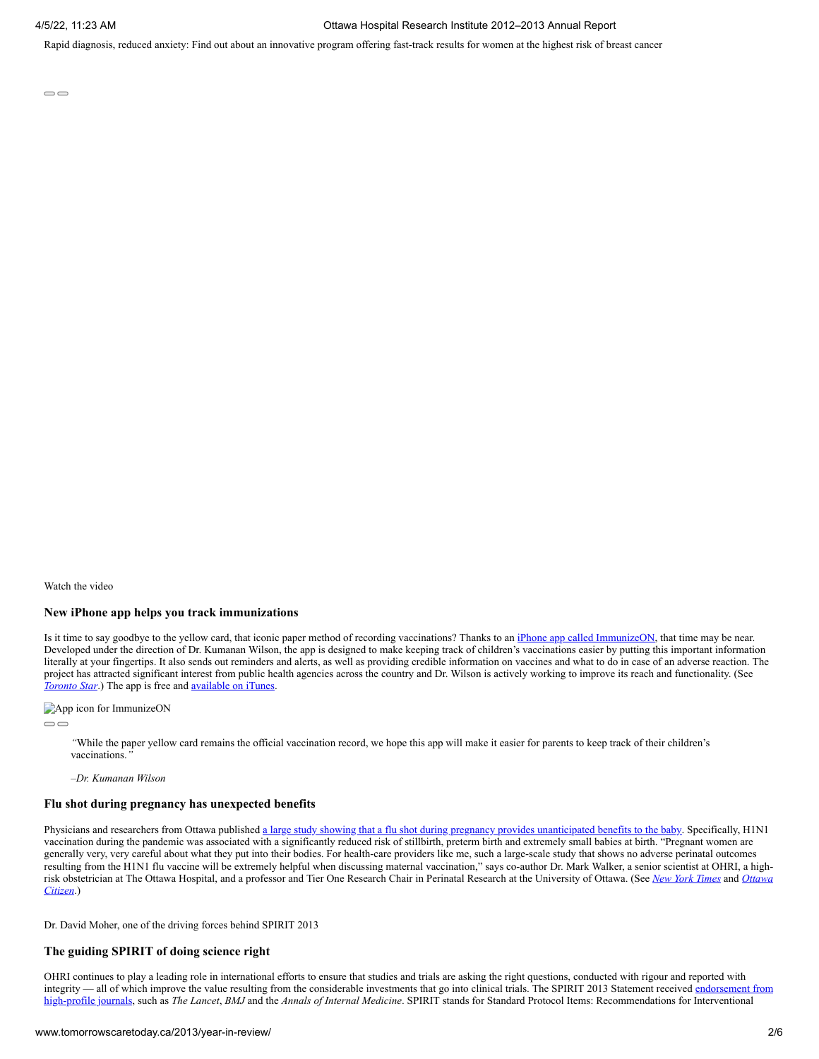Rapid diagnosis, reduced anxiety: Find out about an innovative program offering fast-track results for women at the highest risk of breast cancer

Watch the video

### New iPhone app helps you track immunizations

Is it time to say goodbye to the yellow card, that iconic paper method of recording vaccinations? Thanks to an iPhone app called ImmunizeON, that time may be near. Developed under the direction of Dr. Kumanan Wilson, the app is designed to make keeping track of children's vaccinations easier by putting this important information literally at your fingertips. It also sends out reminders and alerts, as well as providing credible information on vaccines and what to do in case of an adverse reaction. The project has attracted significant interest from public health agencies across the country and Dr. Wilson is actively working to improve its reach and functionality. (See *Toronto Star*.) The app is free and available on iTunes.

App icon for ImmunizeON

> *"*While the paper yellow card remains the official vaccination record, we hope this app will make it easier for parents to keep track of their children's vaccinations.*"*
>
> *–Dr. Kumanan Wilson*

### Flu shot during pregnancy has unexpected benefits

Physicians and researchers from Ottawa published a large study showing that a flu shot during pregnancy provides unanticipated benefits to the baby. Specifically, H1N1 vaccination during the pandemic was associated with a significantly reduced risk of stillbirth, preterm birth and extremely small babies at birth. "Pregnant women are generally very, very careful about what they put into their bodies. For health-care providers like me, such a large-scale study that shows no adverse perinatal outcomes resulting from the H1N1 flu vaccine will be extremely helpful when discussing maternal vaccination," says co-author Dr. Mark Walker, a senior scientist at OHRI, a high-risk obstetrician at The Ottawa Hospital, and a professor and Tier One Research Chair in Perinatal Research at the University of Ottawa. (See *New York Times* and *Ottawa Citizen*.)

Dr. David Moher, one of the driving forces behind SPIRIT 2013

### The guiding SPIRIT of doing science right

OHRI continues to play a leading role in international efforts to ensure that studies and trials are asking the right questions, conducted with rigour and reported with integrity — all of which improve the value resulting from the considerable investments that go into clinical trials. The SPIRIT 2013 Statement received endorsement from high-profile journals, such as *The Lancet*, *BMJ* and the *Annals of Internal Medicine*. SPIRIT stands for Standard Protocol Items: Recommendations for Interventional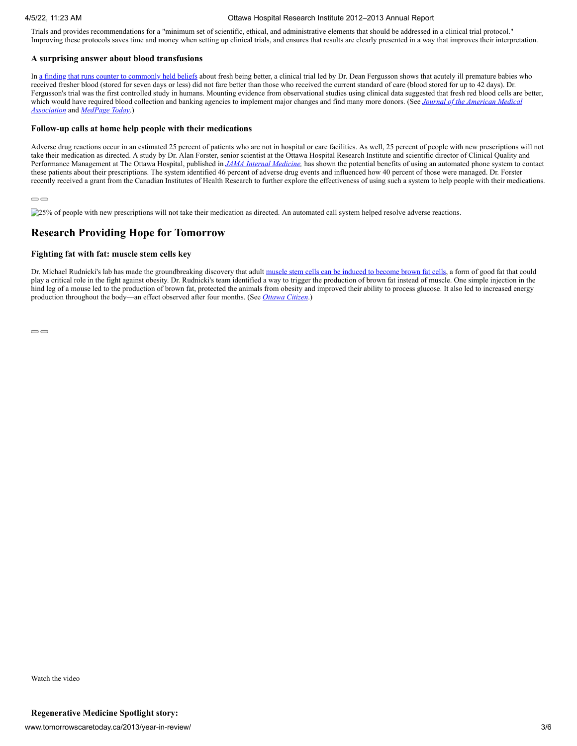Trials and provides recommendations for a "minimum set of scientific, ethical, and administrative elements that should be addressed in a clinical trial protocol." Improving these protocols saves time and money when setting up clinical trials, and ensures that results are clearly presented in a way that improves their interpretation.

### A surprising answer about blood transfusions

In a finding that runs counter to commonly held beliefs about fresh being better, a clinical trial led by Dr. Dean Fergusson shows that acutely ill premature babies who received fresher blood (stored for seven days or less) did not fare better than those who received the current standard of care (blood stored for up to 42 days). Dr. Fergusson's trial was the first controlled study in humans. Mounting evidence from observational studies using clinical data suggested that fresh red blood cells are better, which would have required blood collection and banking agencies to implement major changes and find many more donors. (See *Journal of the American Medical Association* and *MedPage Today*.)

### Follow-up calls at home help people with their medications

Adverse drug reactions occur in an estimated 25 percent of patients who are not in hospital or care facilities. As well, 25 percent of people with new prescriptions will not take their medication as directed. A study by Dr. Alan Forster, senior scientist at the Ottawa Hospital Research Institute and scientific director of Clinical Quality and Performance Management at The Ottawa Hospital, published in *JAMA Internal Medicine,* has shown the potential benefits of using an automated phone system to contact these patients about their prescriptions. The system identified 46 percent of adverse drug events and influenced how 40 percent of those were managed. Dr. Forster recently received a grant from the Canadian Institutes of Health Research to further explore the effectiveness of using such a system to help people with their medications.

25% of people with new prescriptions will not take their medication as directed. An automated call system helped resolve adverse reactions.

## Research Providing Hope for Tomorrow

### Fighting fat with fat: muscle stem cells key

Dr. Michael Rudnicki's lab has made the groundbreaking discovery that adult muscle stem cells can be induced to become brown fat cells, a form of good fat that could play a critical role in the fight against obesity. Dr. Rudnicki's team identified a way to trigger the production of brown fat instead of muscle. One simple injection in the hind leg of a mouse led to the production of brown fat, protected the animals from obesity and improved their ability to process glucose. It also led to increased energy production throughout the body—an effect observed after four months. (See *Ottawa Citizen*.)

Watch the video

### Regenerative Medicine Spotlight story: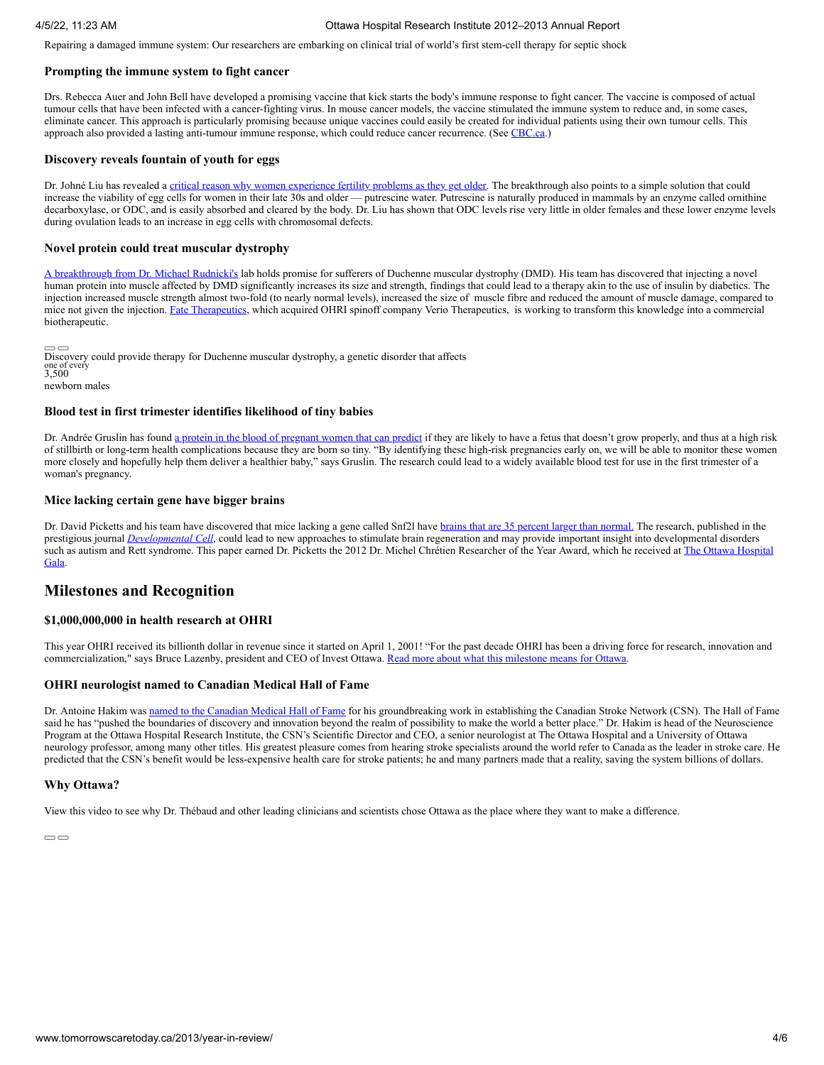Repairing a damaged immune system: Our researchers are embarking on clinical trial of world's first stem-cell therapy for septic shock

### Prompting the immune system to fight cancer

Drs. Rebecca Auer and John Bell have developed a promising vaccine that kick starts the body's immune response to fight cancer. The vaccine is composed of actual tumour cells that have been infected with a cancer-fighting virus. In mouse cancer models, the vaccine stimulated the immune system to reduce and, in some cases, eliminate cancer. This approach is particularly promising because unique vaccines could easily be created for individual patients using their own tumour cells. This approach also provided a lasting anti-tumour immune response, which could reduce cancer recurrence. (See CBC.ca.)

### Discovery reveals fountain of youth for eggs

Dr. Johné Liu has revealed a critical reason why women experience fertility problems as they get older. The breakthrough also points to a simple solution that could increase the viability of egg cells for women in their late 30s and older — putrescine water. Putrescine is naturally produced in mammals by an enzyme called ornithine decarboxylase, or ODC, and is easily absorbed and cleared by the body. Dr. Liu has shown that ODC levels rise very little in older females and these lower enzyme levels during ovulation leads to an increase in egg cells with chromosomal defects.

### Novel protein could treat muscular dystrophy

A breakthrough from Dr. Michael Rudnicki's lab holds promise for sufferers of Duchenne muscular dystrophy (DMD). His team has discovered that injecting a novel human protein into muscle affected by DMD significantly increases its size and strength, findings that could lead to a therapy akin to the use of insulin by diabetics. The injection increased muscle strength almost two-fold (to nearly normal levels), increased the size of muscle fibre and reduced the amount of muscle damage, compared to mice not given the injection. Fate Therapeutics, which acquired OHRI spinoff company Verio Therapeutics, is working to transform this knowledge into a commercial biotherapeutic.

Discovery could provide therapy for Duchenne muscular dystrophy, a genetic disorder that affects one of every 3,500 newborn males

### Blood test in first trimester identifies likelihood of tiny babies

Dr. Andrée Gruslin has found a protein in the blood of pregnant women that can predict if they are likely to have a fetus that doesn't grow properly, and thus at a high risk of stillbirth or long-term health complications because they are born so tiny. "By identifying these high-risk pregnancies early on, we will be able to monitor these women more closely and hopefully help them deliver a healthier baby," says Gruslin. The research could lead to a widely available blood test for use in the first trimester of a woman's pregnancy.

### Mice lacking certain gene have bigger brains

Dr. David Picketts and his team have discovered that mice lacking a gene called Snf2l have brains that are 35 percent larger than normal. The research, published in the prestigious journal *Developmental Cell*, could lead to new approaches to stimulate brain regeneration and may provide important insight into developmental disorders such as autism and Rett syndrome. This paper earned Dr. Picketts the 2012 Dr. Michel Chrétien Researcher of the Year Award, which he received at The Ottawa Hospital Gala.

## Milestones and Recognition

### $1,000,000,000 in health research at OHRI

This year OHRI received its billionth dollar in revenue since it started on April 1, 2001! "For the past decade OHRI has been a driving force for research, innovation and commercialization," says Bruce Lazenby, president and CEO of Invest Ottawa. Read more about what this milestone means for Ottawa.

### OHRI neurologist named to Canadian Medical Hall of Fame

Dr. Antoine Hakim was named to the Canadian Medical Hall of Fame for his groundbreaking work in establishing the Canadian Stroke Network (CSN). The Hall of Fame said he has "pushed the boundaries of discovery and innovation beyond the realm of possibility to make the world a better place." Dr. Hakim is head of the Neuroscience Program at the Ottawa Hospital Research Institute, the CSN's Scientific Director and CEO, a senior neurologist at The Ottawa Hospital and a University of Ottawa neurology professor, among many other titles. His greatest pleasure comes from hearing stroke specialists around the world refer to Canada as the leader in stroke care. He predicted that the CSN's benefit would be less-expensive health care for stroke patients; he and many partners made that a reality, saving the system billions of dollars.

### Why Ottawa?

View this video to see why Dr. Thébaud and other leading clinicians and scientists chose Ottawa as the place where they want to make a difference.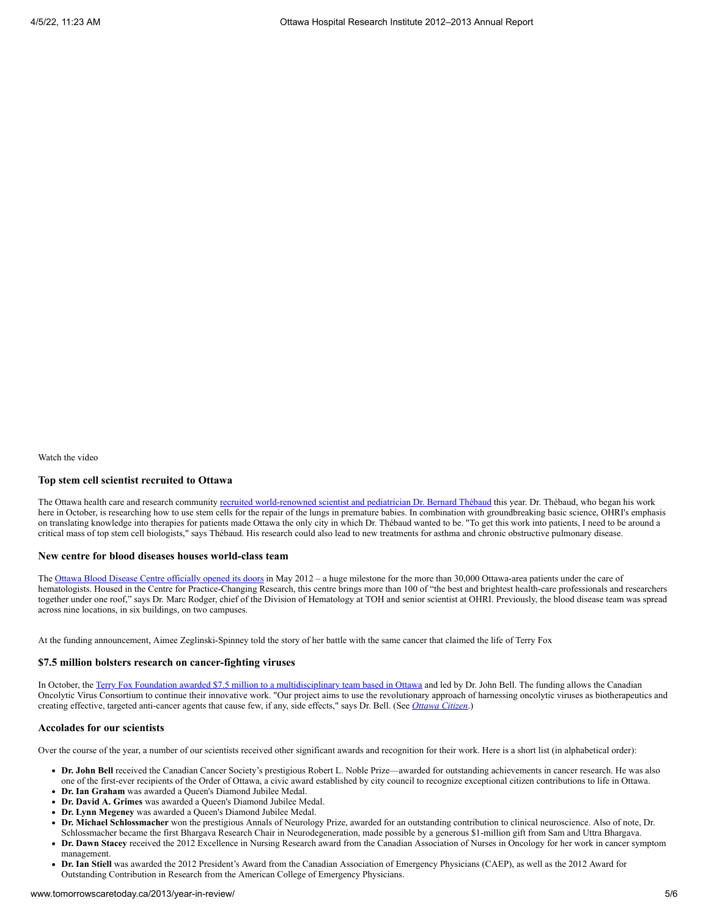Watch the video

### Top stem cell scientist recruited to Ottawa

The Ottawa health care and research community recruited world-renowned scientist and pediatrician Dr. Bernard Thébaud this year. Dr. Thébaud, who began his work here in October, is researching how to use stem cells for the repair of the lungs in premature babies. In combination with groundbreaking basic science, OHRI's emphasis on translating knowledge into therapies for patients made Ottawa the only city in which Dr. Thébaud wanted to be. "To get this work into patients, I need to be around a critical mass of top stem cell biologists," says Thébaud. His research could also lead to new treatments for asthma and chronic obstructive pulmonary disease.

### New centre for blood diseases houses world-class team

The Ottawa Blood Disease Centre officially opened its doors in May 2012 – a huge milestone for the more than 30,000 Ottawa-area patients under the care of hematologists. Housed in the Centre for Practice-Changing Research, this centre brings more than 100 of "the best and brightest health-care professionals and researchers together under one roof," says Dr. Marc Rodger, chief of the Division of Hematology at TOH and senior scientist at OHRI. Previously, the blood disease team was spread across nine locations, in six buildings, on two campuses.

At the funding announcement, Aimee Zeglinski-Spinney told the story of her battle with the same cancer that claimed the life of Terry Fox

### $7.5 million bolsters research on cancer-fighting viruses

In October, the Terry Fox Foundation awarded $7.5 million to a multidisciplinary team based in Ottawa and led by Dr. John Bell. The funding allows the Canadian Oncolytic Virus Consortium to continue their innovative work. "Our project aims to use the revolutionary approach of harnessing oncolytic viruses as biotherapeutics and creating effective, targeted anti-cancer agents that cause few, if any, side effects," says Dr. Bell. (See *Ottawa Citizen*.)

### Accolades for our scientists

Over the course of the year, a number of our scientists received other significant awards and recognition for their work. Here is a short list (in alphabetical order):

- **Dr. John Bell** received the Canadian Cancer Society's prestigious Robert L. Noble Prize—awarded for outstanding achievements in cancer research. He was also one of the first-ever recipients of the Order of Ottawa, a civic award established by city council to recognize exceptional citizen contributions to life in Ottawa.
- **Dr. Ian Graham** was awarded a Queen's Diamond Jubilee Medal.
- **Dr. David A. Grimes** was awarded a Queen's Diamond Jubilee Medal.
- **Dr. Lynn Megeney** was awarded a Queen's Diamond Jubilee Medal.
- **Dr. Michael Schlossmacher** won the prestigious Annals of Neurology Prize, awarded for an outstanding contribution to clinical neuroscience. Also of note, Dr. Schlossmacher became the first Bhargava Research Chair in Neurodegeneration, made possible by a generous $1-million gift from Sam and Uttra Bhargava.
- **Dr. Dawn Stacey** received the 2012 Excellence in Nursing Research award from the Canadian Association of Nurses in Oncology for her work in cancer symptom management.
- **Dr. Ian Stiell** was awarded the 2012 President's Award from the Canadian Association of Emergency Physicians (CAEP), as well as the 2012 Award for Outstanding Contribution in Research from the American College of Emergency Physicians.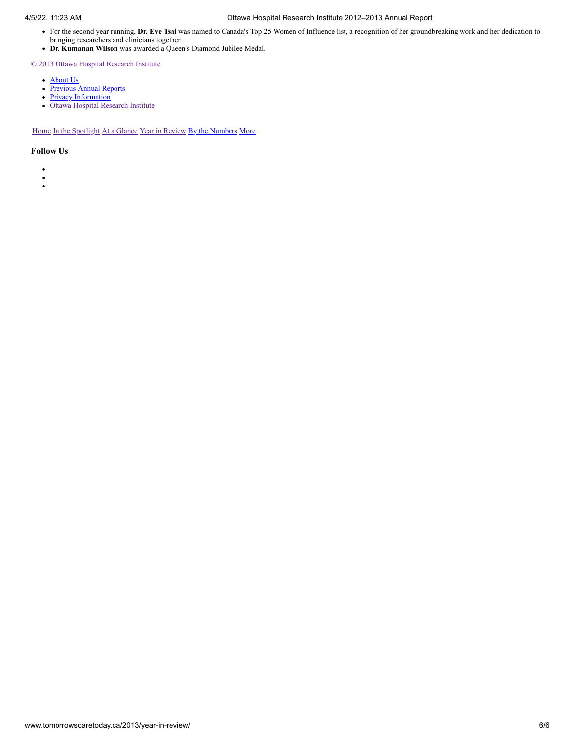- For the second year running, **Dr. Eve Tsai** was named to Canada's Top 25 Women of Influence list, a recognition of her groundbreaking work and her dedication to bringing researchers and clinicians together.
- **Dr. Kumanan Wilson** was awarded a Queen's Diamond Jubilee Medal.

© 2013 Ottawa Hospital Research Institute

- About Us
- Previous Annual Reports
- Privacy Information
- Ottawa Hospital Research Institute

Home In the Spotlight At a Glance Year in Review By the Numbers More

### Follow Us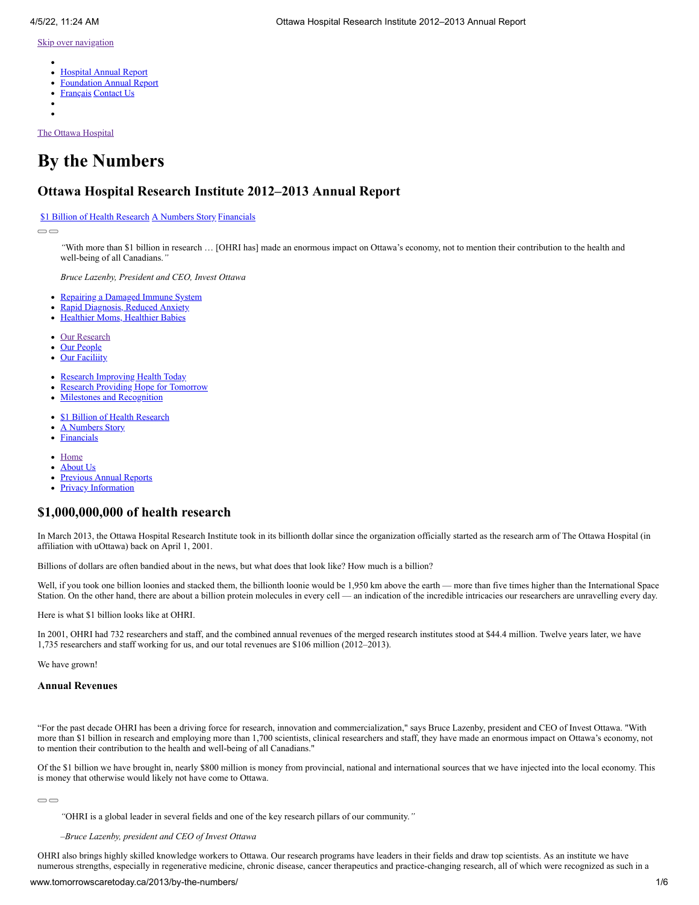[Skip over navigation]

- Hospital Annual Report
- Foundation Annual Report
- Français Contact Us

The Ottawa Hospital

# By the Numbers

## Ottawa Hospital Research Institute 2012–2013 Annual Report

$1 Billion of Health Research A Numbers Story Financials

> *"With more than $1 billion in research … [OHRI has] made an enormous impact on Ottawa's economy, not to mention their contribution to the health and well-being of all Canadians."*
>
> *Bruce Lazenby, President and CEO, Invest Ottawa*

- Repairing a Damaged Immune System
- Rapid Diagnosis, Reduced Anxiety
- Healthier Moms, Healthier Babies

- Our Research
- Our People
- Our Faciliity

- Research Improving Health Today
- Research Providing Hope for Tomorrow
- Milestones and Recognition

- $1 Billion of Health Research
- A Numbers Story
- Financials

- Home
- About Us
- Previous Annual Reports
- Privacy Information

## $1,000,000,000 of health research

In March 2013, the Ottawa Hospital Research Institute took in its billionth dollar since the organization officially started as the research arm of The Ottawa Hospital (in affiliation with uOttawa) back on April 1, 2001.

Billions of dollars are often bandied about in the news, but what does that look like? How much is a billion?

Well, if you took one billion loonies and stacked them, the billionth loonie would be 1,950 km above the earth — more than five times higher than the International Space Station. On the other hand, there are about a billion protein molecules in every cell — an indication of the incredible intricacies our researchers are unravelling every day.

Here is what $1 billion looks like at OHRI.

In 2001, OHRI had 732 researchers and staff, and the combined annual revenues of the merged research institutes stood at $44.4 million. Twelve years later, we have 1,735 researchers and staff working for us, and our total revenues are $106 million (2012–2013).

We have grown!

### Annual Revenues

"For the past decade OHRI has been a driving force for research, innovation and commercialization," says Bruce Lazenby, president and CEO of Invest Ottawa. "With more than $1 billion in research and employing more than 1,700 scientists, clinical researchers and staff, they have made an enormous impact on Ottawa's economy, not to mention their contribution to the health and well-being of all Canadians."

Of the $1 billion we have brought in, nearly $800 million is money from provincial, national and international sources that we have injected into the local economy. This is money that otherwise would likely not have come to Ottawa.

> *"OHRI is a global leader in several fields and one of the key research pillars of our community."*
>
> *–Bruce Lazenby, president and CEO of Invest Ottawa*

OHRI also brings highly skilled knowledge workers to Ottawa. Our research programs have leaders in their fields and draw top scientists. As an institute we have numerous strengths, especially in regenerative medicine, chronic disease, cancer therapeutics and practice-changing research, all of which were recognized as such in a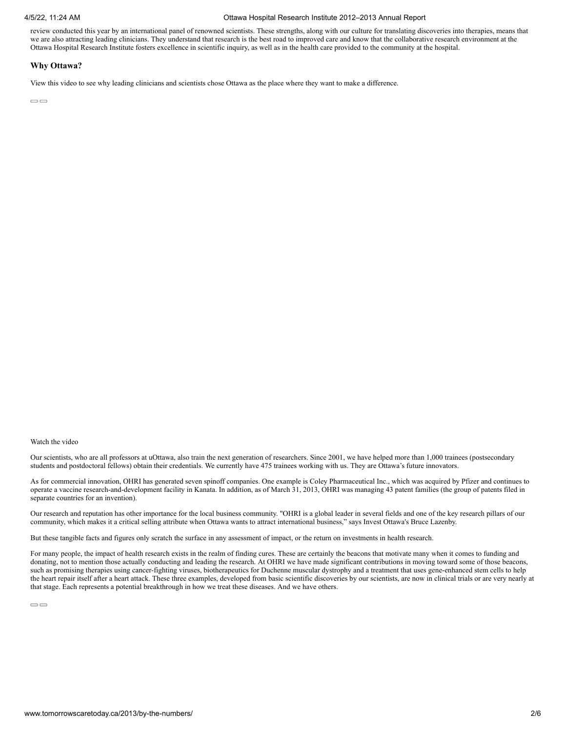review conducted this year by an international panel of renowned scientists. These strengths, along with our culture for translating discoveries into therapies, means that we are also attracting leading clinicians. They understand that research is the best road to improved care and know that the collaborative research environment at the Ottawa Hospital Research Institute fosters excellence in scientific inquiry, as well as in the health care provided to the community at the hospital.

### Why Ottawa?

View this video to see why leading clinicians and scientists chose Ottawa as the place where they want to make a difference.

Watch the video

Our scientists, who are all professors at uOttawa, also train the next generation of researchers. Since 2001, we have helped more than 1,000 trainees (postsecondary students and postdoctoral fellows) obtain their credentials. We currently have 475 trainees working with us. They are Ottawa's future innovators.

As for commercial innovation, OHRI has generated seven spinoff companies. One example is Coley Pharmaceutical Inc., which was acquired by Pfizer and continues to operate a vaccine research-and-development facility in Kanata. In addition, as of March 31, 2013, OHRI was managing 43 patent families (the group of patents filed in separate countries for an invention).

Our research and reputation has other importance for the local business community. "OHRI is a global leader in several fields and one of the key research pillars of our community, which makes it a critical selling attribute when Ottawa wants to attract international business," says Invest Ottawa's Bruce Lazenby.

But these tangible facts and figures only scratch the surface in any assessment of impact, or the return on investments in health research.

For many people, the impact of health research exists in the realm of finding cures. These are certainly the beacons that motivate many when it comes to funding and donating, not to mention those actually conducting and leading the research. At OHRI we have made significant contributions in moving toward some of those beacons, such as promising therapies using cancer-fighting viruses, biotherapeutics for Duchenne muscular dystrophy and a treatment that uses gene-enhanced stem cells to help the heart repair itself after a heart attack. These three examples, developed from basic scientific discoveries by our scientists, are now in clinical trials or are very nearly at that stage. Each represents a potential breakthrough in how we treat these diseases. And we have others.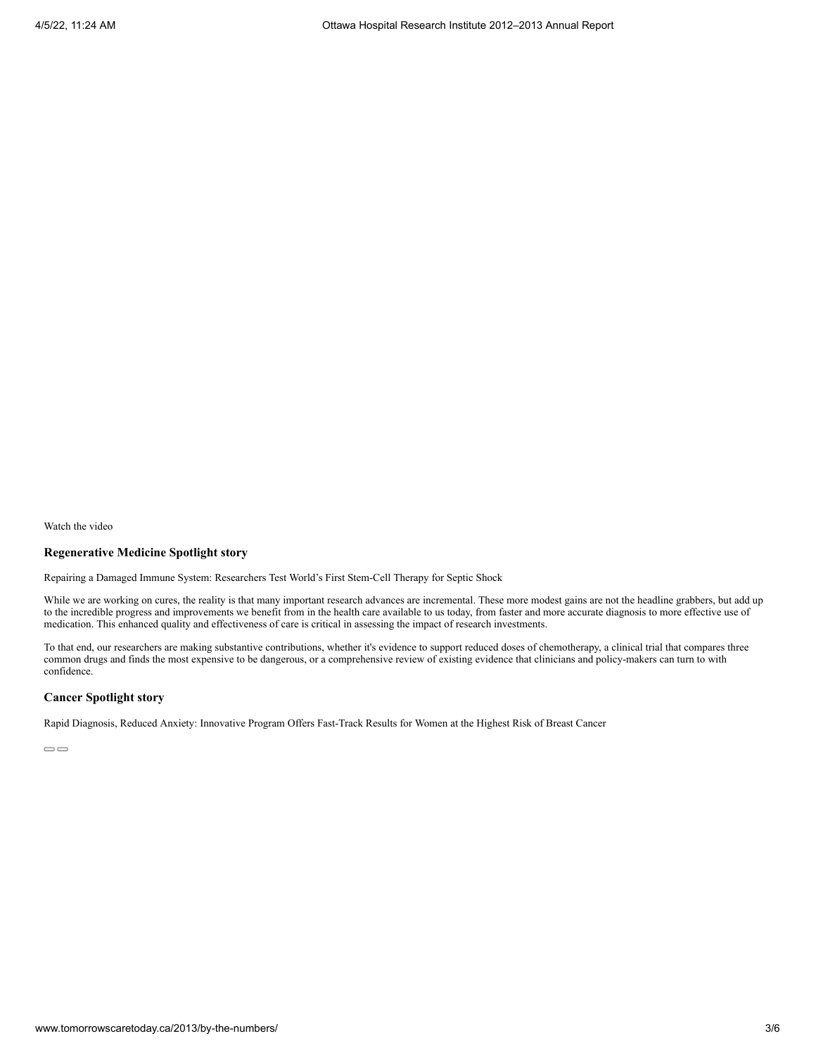Watch the video

### Regenerative Medicine Spotlight story

Repairing a Damaged Immune System: Researchers Test World's First Stem-Cell Therapy for Septic Shock

While we are working on cures, the reality is that many important research advances are incremental. These more modest gains are not the headline grabbers, but add up to the incredible progress and improvements we benefit from in the health care available to us today, from faster and more accurate diagnosis to more effective use of medication. This enhanced quality and effectiveness of care is critical in assessing the impact of research investments.

To that end, our researchers are making substantive contributions, whether it's evidence to support reduced doses of chemotherapy, a clinical trial that compares three common drugs and finds the most expensive to be dangerous, or a comprehensive review of existing evidence that clinicians and policy-makers can turn to with confidence.

### Cancer Spotlight story

Rapid Diagnosis, Reduced Anxiety: Innovative Program Offers Fast-Track Results for Women at the Highest Risk of Breast Cancer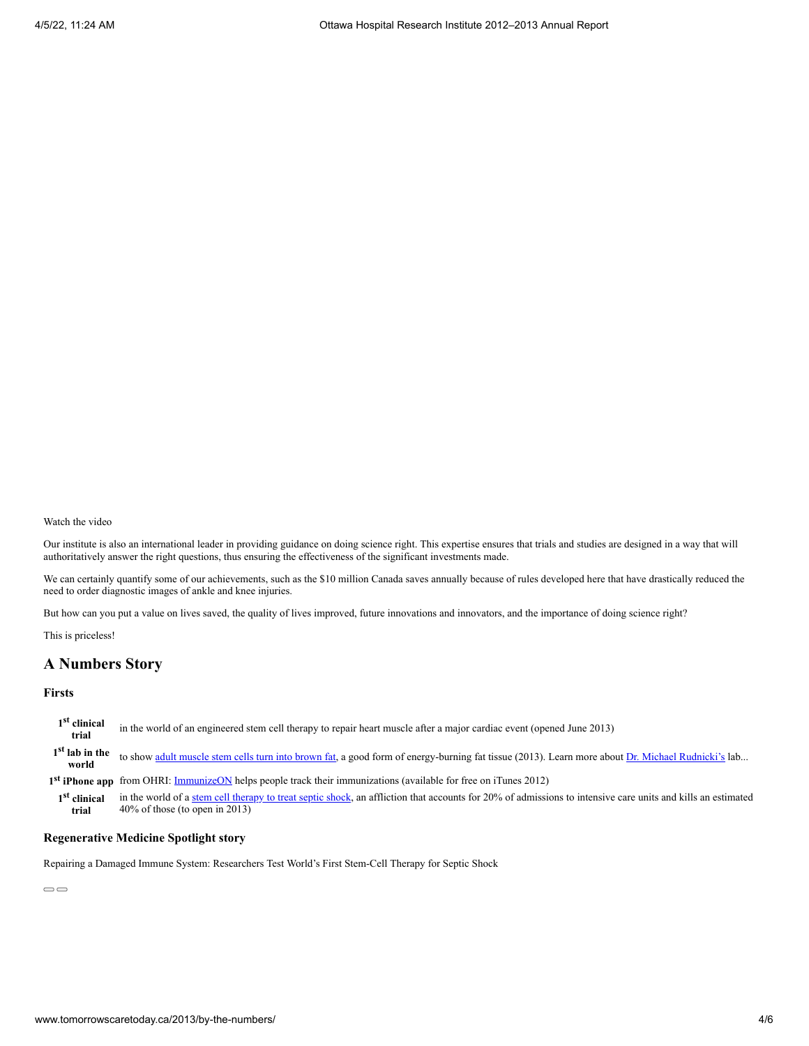Watch the video

Our institute is also an international leader in providing guidance on doing science right. This expertise ensures that trials and studies are designed in a way that will authoritatively answer the right questions, thus ensuring the effectiveness of the significant investments made.

We can certainly quantify some of our achievements, such as the $10 million Canada saves annually because of rules developed here that have drastically reduced the need to order diagnostic images of ankle and knee injuries.

But how can you put a value on lives saved, the quality of lives improved, future innovations and innovators, and the importance of doing science right?

This is priceless!

## A Numbers Story

### Firsts

| | |
|---|---|
| **1st clinical trial** | in the world of an engineered stem cell therapy to repair heart muscle after a major cardiac event (opened June 2013) |
| **1st lab in the world** | to show adult muscle stem cells turn into brown fat, a good form of energy-burning fat tissue (2013). Learn more about Dr. Michael Rudnicki's lab... |
| **1st iPhone app** | from OHRI: ImmunizeON helps people track their immunizations (available for free on iTunes 2012) |
| **1st clinical trial** | in the world of a stem cell therapy to treat septic shock, an affliction that accounts for 20% of admissions to intensive care units and kills an estimated 40% of those (to open in 2013) |

### Regenerative Medicine Spotlight story

Repairing a Damaged Immune System: Researchers Test World's First Stem-Cell Therapy for Septic Shock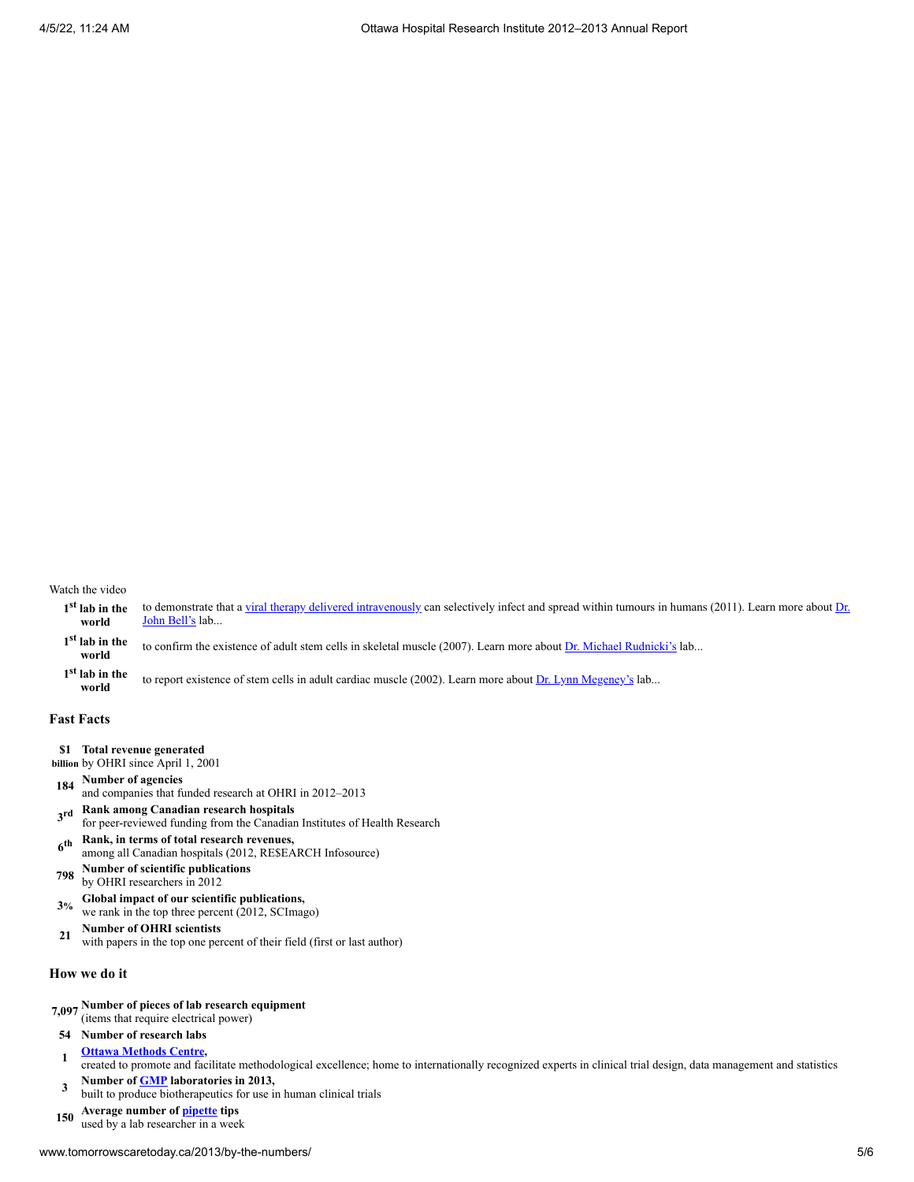Watch the video

| | |
|---|---|
| **1st lab in the world** | to demonstrate that a viral therapy delivered intravenously can selectively infect and spread within tumours in humans (2011). Learn more about Dr. John Bell's lab... |
| **1st lab in the world** | to confirm the existence of adult stem cells in skeletal muscle (2007). Learn more about Dr. Michael Rudnicki's lab... |
| **1st lab in the world** | to report existence of stem cells in adult cardiac muscle (2002). Learn more about Dr. Lynn Megeney's lab... |

## Fast Facts

- **$1 billion** — **Total revenue generated** by OHRI since April 1, 2001
- **184** — **Number of agencies** and companies that funded research at OHRI in 2012–2013
- **3rd** — **Rank among Canadian research hospitals** for peer-reviewed funding from the Canadian Institutes of Health Research
- **6th** — **Rank, in terms of total research revenues,** among all Canadian hospitals (2012, RE$EARCH Infosource)
- **798** — **Number of scientific publications** by OHRI researchers in 2012
- **3%** — **Global impact of our scientific publications,** we rank in the top three percent (2012, SCImago)
- **21** — **Number of OHRI scientists** with papers in the top one percent of their field (first or last author)

## How we do it

- **7,097** — **Number of pieces of lab research equipment** (items that require electrical power)
- **54** — **Number of research labs**
- **1** — **Ottawa Methods Centre,** created to promote and facilitate methodological excellence; home to internationally recognized experts in clinical trial design, data management and statistics
- **3** — **Number of GMP laboratories in 2013,** built to produce biotherapeutics for use in human clinical trials
- **150** — **Average number of pipette tips** used by a lab researcher in a week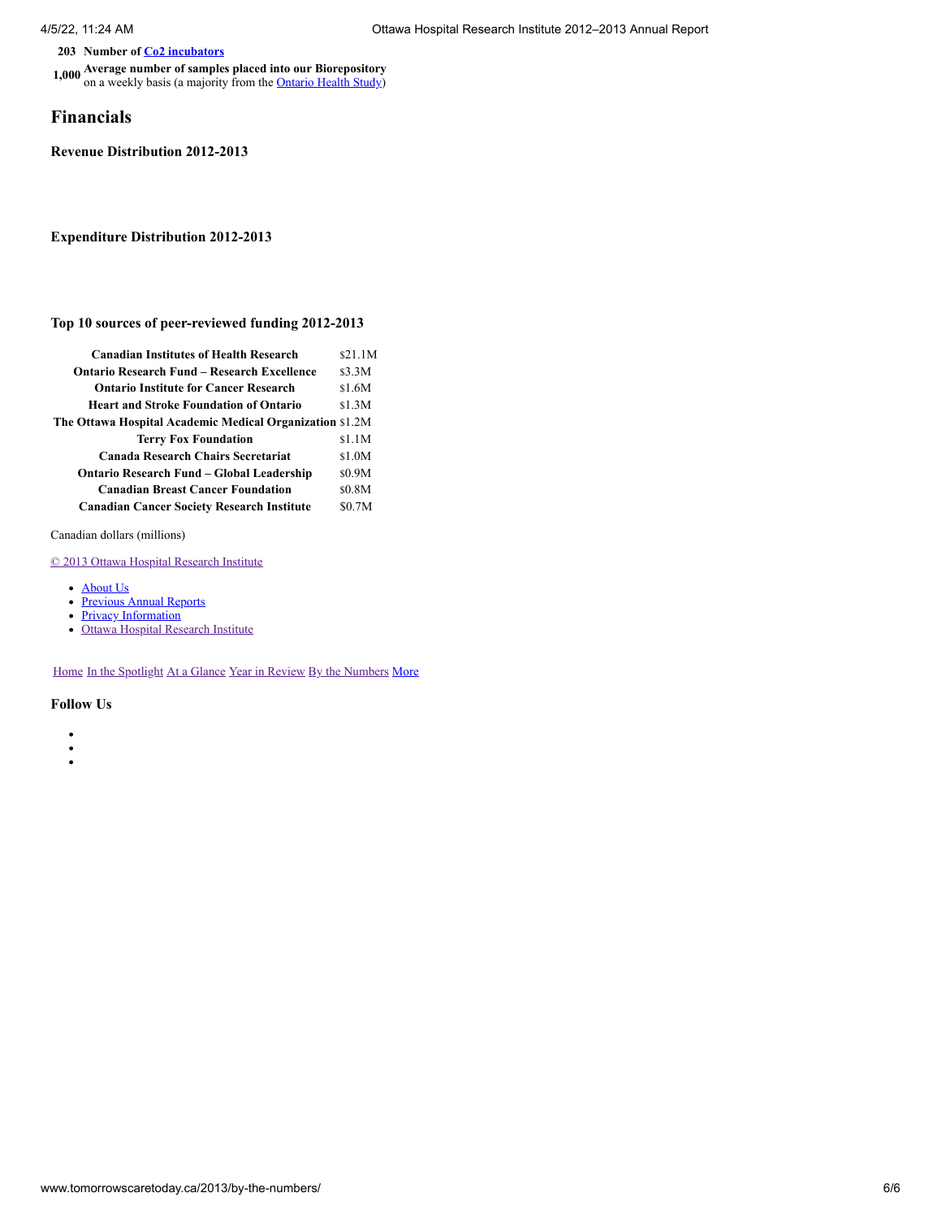| | |
|---|---|
| **203** | **Number of Co2 incubators** |
| **1,000** | **Average number of samples placed into our Biorepository** on a weekly basis (a majority from the Ontario Health Study) |

## Financials

### Revenue Distribution 2012-2013

### Expenditure Distribution 2012-2013

### Top 10 sources of peer-reviewed funding 2012-2013

| Source | Amount |
|---|---|
| **Canadian Institutes of Health Research** | $21.1M |
| **Ontario Research Fund – Research Excellence** | $3.3M |
| **Ontario Institute for Cancer Research** | $1.6M |
| **Heart and Stroke Foundation of Ontario** | $1.3M |
| **The Ottawa Hospital Academic Medical Organization** | $1.2M |
| **Terry Fox Foundation** | $1.1M |
| **Canada Research Chairs Secretariat** | $1.0M |
| **Ontario Research Fund – Global Leadership** | $0.9M |
| **Canadian Breast Cancer Foundation** | $0.8M |
| **Canadian Cancer Society Research Institute** | $0.7M |

Canadian dollars (millions)

© 2013 Ottawa Hospital Research Institute

- About Us
- Previous Annual Reports
- Privacy Information
- Ottawa Hospital Research Institute

Home In the Spotlight At a Glance Year in Review By the Numbers More

### Follow Us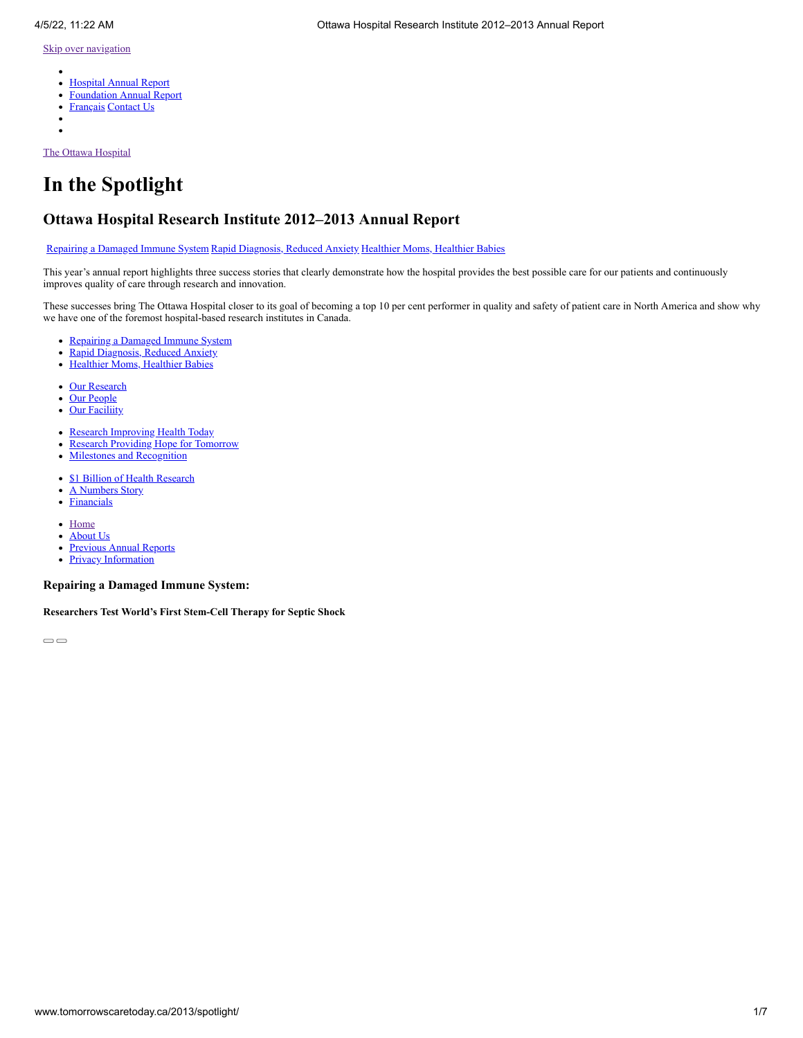Skip over navigation

- 
- Hospital Annual Report
- Foundation Annual Report
- Français Contact Us
- 
- 

The Ottawa Hospital

# In the Spotlight

## Ottawa Hospital Research Institute 2012–2013 Annual Report

Repairing a Damaged Immune System Rapid Diagnosis, Reduced Anxiety Healthier Moms, Healthier Babies

This year's annual report highlights three success stories that clearly demonstrate how the hospital provides the best possible care for our patients and continuously improves quality of care through research and innovation.

These successes bring The Ottawa Hospital closer to its goal of becoming a top 10 per cent performer in quality and safety of patient care in North America and show why we have one of the foremost hospital-based research institutes in Canada.

- Repairing a Damaged Immune System
- Rapid Diagnosis, Reduced Anxiety
- Healthier Moms, Healthier Babies

- Our Research
- Our People
- Our Faciliity

- Research Improving Health Today
- Research Providing Hope for Tomorrow
- Milestones and Recognition

- $1 Billion of Health Research
- A Numbers Story
- Financials

- Home
- About Us
- Previous Annual Reports
- Privacy Information

### Repairing a Damaged Immune System:

#### Researchers Test World's First Stem-Cell Therapy for Septic Shock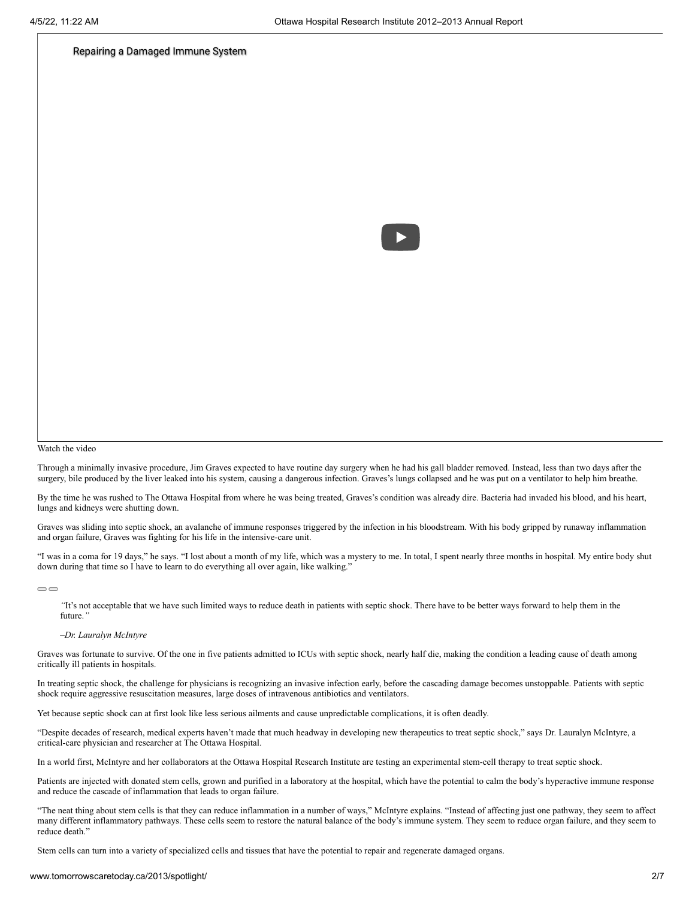Repairing a Damaged Immune System

Watch the video

Through a minimally invasive procedure, Jim Graves expected to have routine day surgery when he had his gall bladder removed. Instead, less than two days after the surgery, bile produced by the liver leaked into his system, causing a dangerous infection. Graves's lungs collapsed and he was put on a ventilator to help him breathe.

By the time he was rushed to The Ottawa Hospital from where he was being treated, Graves's condition was already dire. Bacteria had invaded his blood, and his heart, lungs and kidneys were shutting down.

Graves was sliding into septic shock, an avalanche of immune responses triggered by the infection in his bloodstream. With his body gripped by runaway inflammation and organ failure, Graves was fighting for his life in the intensive-care unit.

"I was in a coma for 19 days," he says. "I lost about a month of my life, which was a mystery to me. In total, I spent nearly three months in hospital. My entire body shut down during that time so I have to learn to do everything all over again, like walking."

> *"*It's not acceptable that we have such limited ways to reduce death in patients with septic shock. There have to be better ways forward to help them in the future.*"*
>
> *–Dr. Lauralyn McIntyre*

Graves was fortunate to survive. Of the one in five patients admitted to ICUs with septic shock, nearly half die, making the condition a leading cause of death among critically ill patients in hospitals.

In treating septic shock, the challenge for physicians is recognizing an invasive infection early, before the cascading damage becomes unstoppable. Patients with septic shock require aggressive resuscitation measures, large doses of intravenous antibiotics and ventilators.

Yet because septic shock can at first look like less serious ailments and cause unpredictable complications, it is often deadly.

"Despite decades of research, medical experts haven't made that much headway in developing new therapeutics to treat septic shock," says Dr. Lauralyn McIntyre, a critical-care physician and researcher at The Ottawa Hospital.

In a world first, McIntyre and her collaborators at the Ottawa Hospital Research Institute are testing an experimental stem-cell therapy to treat septic shock.

Patients are injected with donated stem cells, grown and purified in a laboratory at the hospital, which have the potential to calm the body's hyperactive immune response and reduce the cascade of inflammation that leads to organ failure.

"The neat thing about stem cells is that they can reduce inflammation in a number of ways," McIntyre explains. "Instead of affecting just one pathway, they seem to affect many different inflammatory pathways. These cells seem to restore the natural balance of the body's immune system. They seem to reduce organ failure, and they seem to reduce death."

Stem cells can turn into a variety of specialized cells and tissues that have the potential to repair and regenerate damaged organs.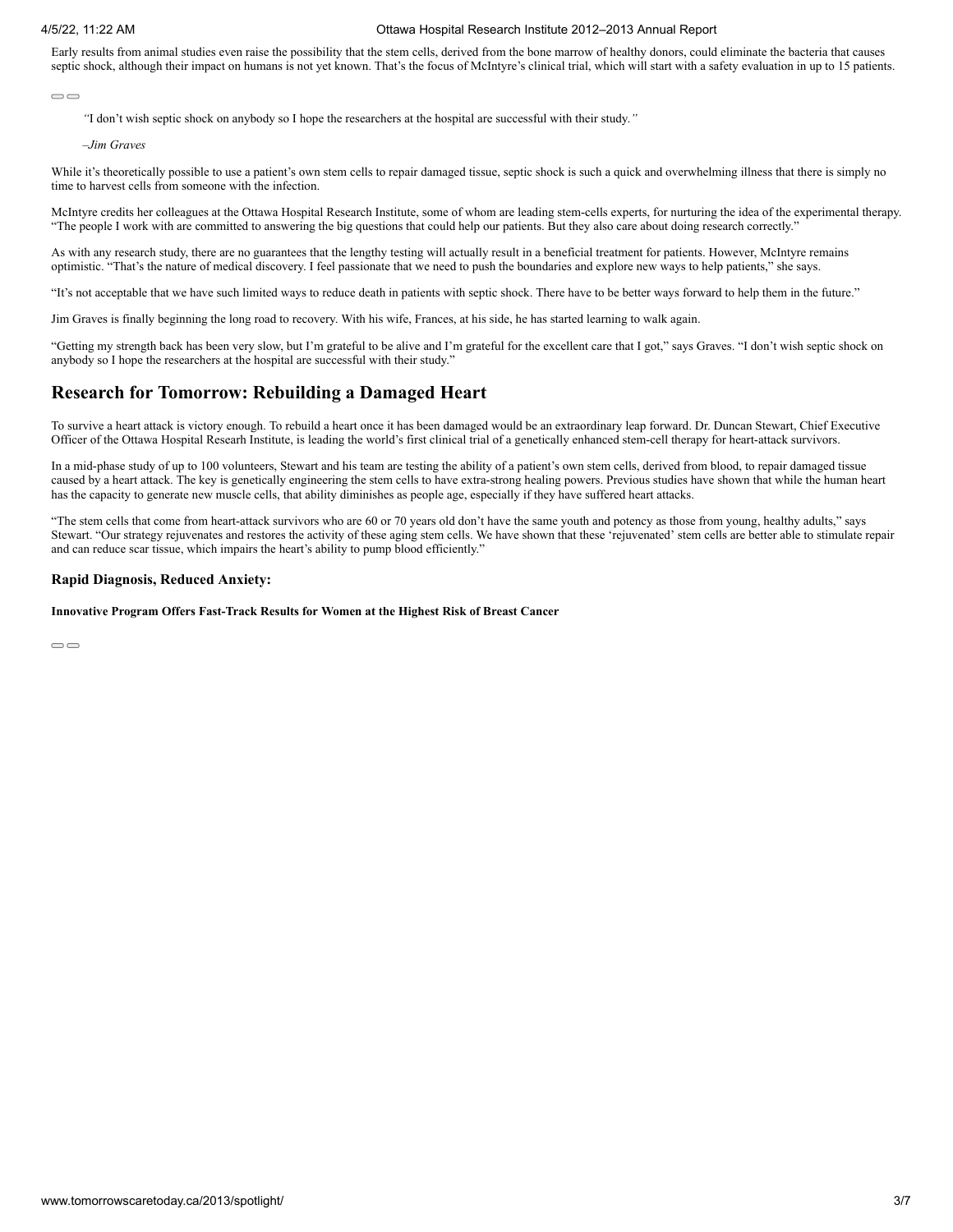Early results from animal studies even raise the possibility that the stem cells, derived from the bone marrow of healthy donors, could eliminate the bacteria that causes septic shock, although their impact on humans is not yet known. That's the focus of McIntyre's clinical trial, which will start with a safety evaluation in up to 15 patients.

> *"I don't wish septic shock on anybody so I hope the researchers at the hospital are successful with their study."*
>
> *–Jim Graves*

While it's theoretically possible to use a patient's own stem cells to repair damaged tissue, septic shock is such a quick and overwhelming illness that there is simply no time to harvest cells from someone with the infection.

McIntyre credits her colleagues at the Ottawa Hospital Research Institute, some of whom are leading stem-cells experts, for nurturing the idea of the experimental therapy. "The people I work with are committed to answering the big questions that could help our patients. But they also care about doing research correctly."

As with any research study, there are no guarantees that the lengthy testing will actually result in a beneficial treatment for patients. However, McIntyre remains optimistic. "That's the nature of medical discovery. I feel passionate that we need to push the boundaries and explore new ways to help patients," she says.

"It's not acceptable that we have such limited ways to reduce death in patients with septic shock. There have to be better ways forward to help them in the future."

Jim Graves is finally beginning the long road to recovery. With his wife, Frances, at his side, he has started learning to walk again.

"Getting my strength back has been very slow, but I'm grateful to be alive and I'm grateful for the excellent care that I got," says Graves. "I don't wish septic shock on anybody so I hope the researchers at the hospital are successful with their study."

## Research for Tomorrow: Rebuilding a Damaged Heart

To survive a heart attack is victory enough. To rebuild a heart once it has been damaged would be an extraordinary leap forward. Dr. Duncan Stewart, Chief Executive Officer of the Ottawa Hospital Researh Institute, is leading the world's first clinical trial of a genetically enhanced stem-cell therapy for heart-attack survivors.

In a mid-phase study of up to 100 volunteers, Stewart and his team are testing the ability of a patient's own stem cells, derived from blood, to repair damaged tissue caused by a heart attack. The key is genetically engineering the stem cells to have extra-strong healing powers. Previous studies have shown that while the human heart has the capacity to generate new muscle cells, that ability diminishes as people age, especially if they have suffered heart attacks.

"The stem cells that come from heart-attack survivors who are 60 or 70 years old don't have the same youth and potency as those from young, healthy adults," says Stewart. "Our strategy rejuvenates and restores the activity of these aging stem cells. We have shown that these 'rejuvenated' stem cells are better able to stimulate repair and can reduce scar tissue, which impairs the heart's ability to pump blood efficiently."

### Rapid Diagnosis, Reduced Anxiety:

#### Innovative Program Offers Fast-Track Results for Women at the Highest Risk of Breast Cancer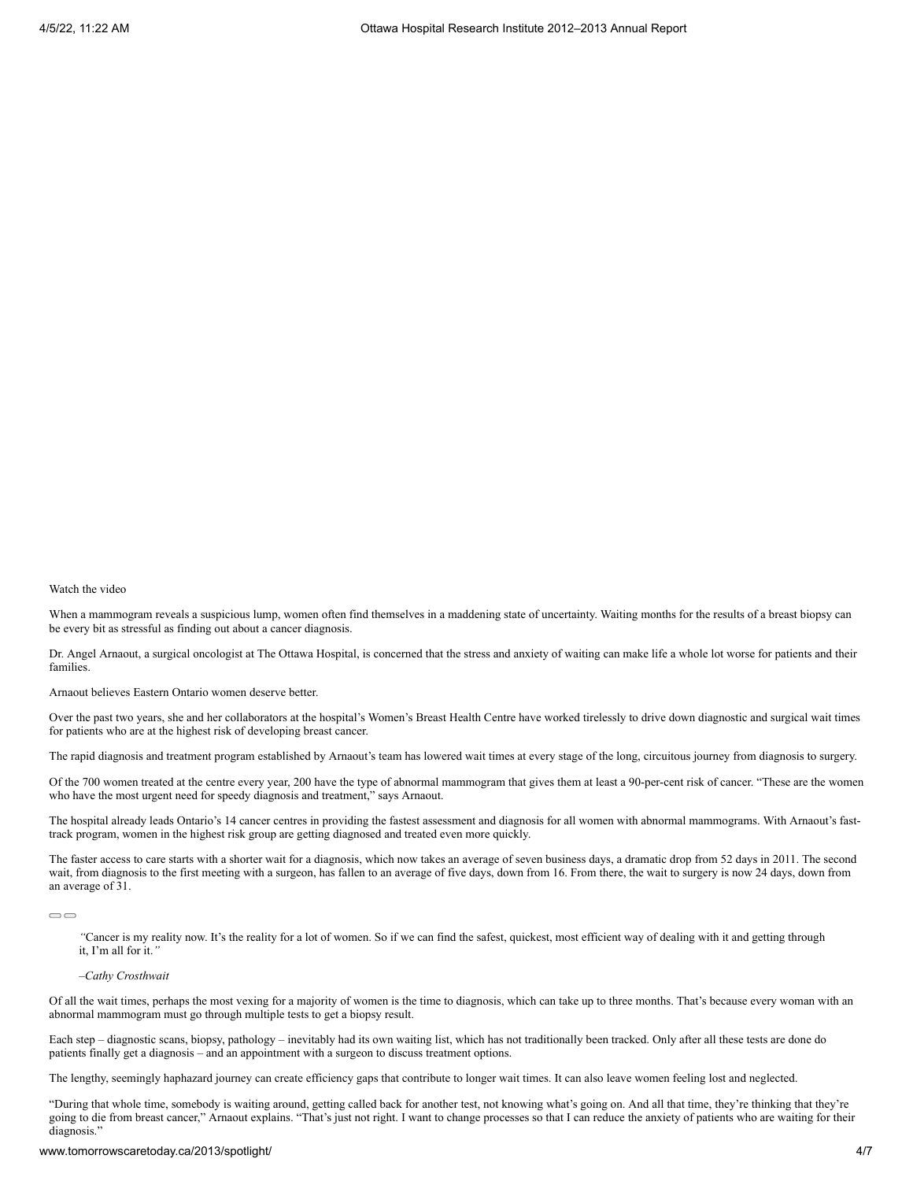Watch the video

When a mammogram reveals a suspicious lump, women often find themselves in a maddening state of uncertainty. Waiting months for the results of a breast biopsy can be every bit as stressful as finding out about a cancer diagnosis.

Dr. Angel Arnaout, a surgical oncologist at The Ottawa Hospital, is concerned that the stress and anxiety of waiting can make life a whole lot worse for patients and their families.

Arnaout believes Eastern Ontario women deserve better.

Over the past two years, she and her collaborators at the hospital's Women's Breast Health Centre have worked tirelessly to drive down diagnostic and surgical wait times for patients who are at the highest risk of developing breast cancer.

The rapid diagnosis and treatment program established by Arnaout's team has lowered wait times at every stage of the long, circuitous journey from diagnosis to surgery.

Of the 700 women treated at the centre every year, 200 have the type of abnormal mammogram that gives them at least a 90-per-cent risk of cancer. "These are the women who have the most urgent need for speedy diagnosis and treatment," says Arnaout.

The hospital already leads Ontario's 14 cancer centres in providing the fastest assessment and diagnosis for all women with abnormal mammograms. With Arnaout's fast-track program, women in the highest risk group are getting diagnosed and treated even more quickly.

The faster access to care starts with a shorter wait for a diagnosis, which now takes an average of seven business days, a dramatic drop from 52 days in 2011. The second wait, from diagnosis to the first meeting with a surgeon, has fallen to an average of five days, down from 16. From there, the wait to surgery is now 24 days, down from an average of 31.

> *"*Cancer is my reality now. It's the reality for a lot of women. So if we can find the safest, quickest, most efficient way of dealing with it and getting through it, I'm all for it.*"*
>
> *–Cathy Crosthwait*

Of all the wait times, perhaps the most vexing for a majority of women is the time to diagnosis, which can take up to three months. That's because every woman with an abnormal mammogram must go through multiple tests to get a biopsy result.

Each step – diagnostic scans, biopsy, pathology – inevitably had its own waiting list, which has not traditionally been tracked. Only after all these tests are done do patients finally get a diagnosis – and an appointment with a surgeon to discuss treatment options.

The lengthy, seemingly haphazard journey can create efficiency gaps that contribute to longer wait times. It can also leave women feeling lost and neglected.

"During that whole time, somebody is waiting around, getting called back for another test, not knowing what's going on. And all that time, they're thinking that they're going to die from breast cancer," Arnaout explains. "That's just not right. I want to change processes so that I can reduce the anxiety of patients who are waiting for their diagnosis."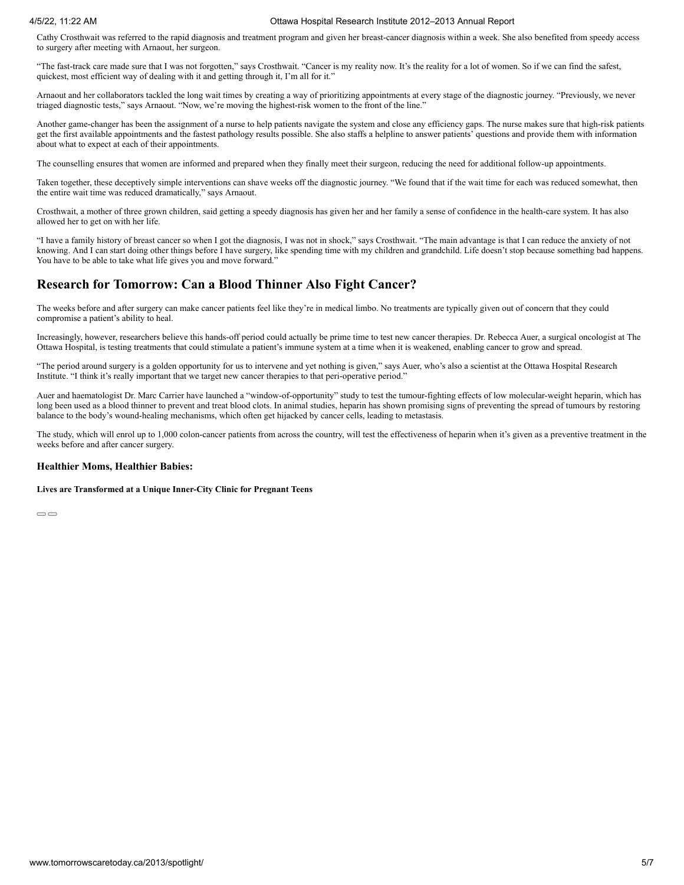Cathy Crosthwait was referred to the rapid diagnosis and treatment program and given her breast-cancer diagnosis within a week. She also benefited from speedy access to surgery after meeting with Arnaout, her surgeon.

"The fast-track care made sure that I was not forgotten," says Crosthwait. "Cancer is my reality now. It's the reality for a lot of women. So if we can find the safest, quickest, most efficient way of dealing with it and getting through it, I'm all for it."

Arnaout and her collaborators tackled the long wait times by creating a way of prioritizing appointments at every stage of the diagnostic journey. "Previously, we never triaged diagnostic tests," says Arnaout. "Now, we're moving the highest-risk women to the front of the line."

Another game-changer has been the assignment of a nurse to help patients navigate the system and close any efficiency gaps. The nurse makes sure that high-risk patients get the first available appointments and the fastest pathology results possible. She also staffs a helpline to answer patients' questions and provide them with information about what to expect at each of their appointments.

The counselling ensures that women are informed and prepared when they finally meet their surgeon, reducing the need for additional follow-up appointments.

Taken together, these deceptively simple interventions can shave weeks off the diagnostic journey. "We found that if the wait time for each was reduced somewhat, then the entire wait time was reduced dramatically," says Arnaout.

Crosthwait, a mother of three grown children, said getting a speedy diagnosis has given her and her family a sense of confidence in the health-care system. It has also allowed her to get on with her life.

"I have a family history of breast cancer so when I got the diagnosis, I was not in shock," says Crosthwait. "The main advantage is that I can reduce the anxiety of not knowing. And I can start doing other things before I have surgery, like spending time with my children and grandchild. Life doesn't stop because something bad happens. You have to be able to take what life gives you and move forward."

## Research for Tomorrow: Can a Blood Thinner Also Fight Cancer?

The weeks before and after surgery can make cancer patients feel like they're in medical limbo. No treatments are typically given out of concern that they could compromise a patient's ability to heal.

Increasingly, however, researchers believe this hands-off period could actually be prime time to test new cancer therapies. Dr. Rebecca Auer, a surgical oncologist at The Ottawa Hospital, is testing treatments that could stimulate a patient's immune system at a time when it is weakened, enabling cancer to grow and spread.

"The period around surgery is a golden opportunity for us to intervene and yet nothing is given," says Auer, who's also a scientist at the Ottawa Hospital Research Institute. "I think it's really important that we target new cancer therapies to that peri-operative period."

Auer and haematologist Dr. Marc Carrier have launched a "window-of-opportunity" study to test the tumour-fighting effects of low molecular-weight heparin, which has long been used as a blood thinner to prevent and treat blood clots. In animal studies, heparin has shown promising signs of preventing the spread of tumours by restoring balance to the body's wound-healing mechanisms, which often get hijacked by cancer cells, leading to metastasis.

The study, which will enrol up to 1,000 colon-cancer patients from across the country, will test the effectiveness of heparin when it's given as a preventive treatment in the weeks before and after cancer surgery.

#### Healthier Moms, Healthier Babies:

##### Lives are Transformed at a Unique Inner-City Clinic for Pregnant Teens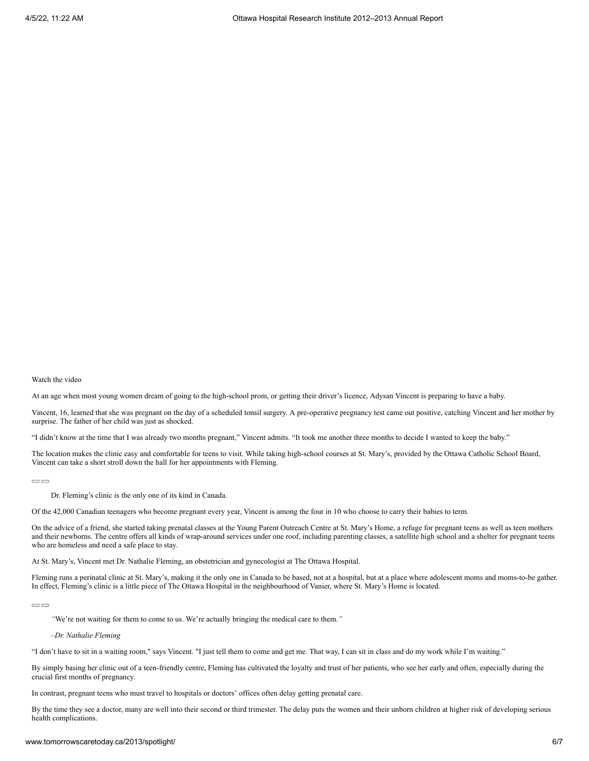Watch the video

At an age when most young women dream of going to the high-school prom, or getting their driver's licence, Adysan Vincent is preparing to have a baby.

Vincent, 16, learned that she was pregnant on the day of a scheduled tonsil surgery. A pre-operative pregnancy test came out positive, catching Vincent and her mother by surprise. The father of her child was just as shocked.

"I didn't know at the time that I was already two months pregnant," Vincent admits. "It took me another three months to decide I wanted to keep the baby."

The location makes the clinic easy and comfortable for teens to visit. While taking high-school courses at St. Mary's, provided by the Ottawa Catholic School Board, Vincent can take a short stroll down the hall for her appointments with Fleming.

> Dr. Fleming's clinic is the only one of its kind in Canada.

Of the 42,000 Canadian teenagers who become pregnant every year, Vincent is among the four in 10 who choose to carry their babies to term.

On the advice of a friend, she started taking prenatal classes at the Young Parent Outreach Centre at St. Mary's Home, a refuge for pregnant teens as well as teen mothers and their newborns. The centre offers all kinds of wrap-around services under one roof, including parenting classes, a satellite high school and a shelter for pregnant teens who are homeless and need a safe place to stay.

At St. Mary's, Vincent met Dr. Nathalie Fleming, an obstetrician and gynecologist at The Ottawa Hospital.

Fleming runs a perinatal clinic at St. Mary's, making it the only one in Canada to be based, not at a hospital, but at a place where adolescent moms and moms-to-be gather. In effect, Fleming's clinic is a little piece of The Ottawa Hospital in the neighbourhood of Vanier, where St. Mary's Home is located.

> *"We're not waiting for them to come to us. We're actually bringing the medical care to them."*
>
> *–Dr. Nathalie Fleming*

"I don't have to sit in a waiting room," says Vincent. "I just tell them to come and get me. That way, I can sit in class and do my work while I'm waiting."

By simply basing her clinic out of a teen-friendly centre, Fleming has cultivated the loyalty and trust of her patients, who see her early and often, especially during the crucial first months of pregnancy.

In contrast, pregnant teens who must travel to hospitals or doctors' offices often delay getting prenatal care.

By the time they see a doctor, many are well into their second or third trimester. The delay puts the women and their unborn children at higher risk of developing serious health complications.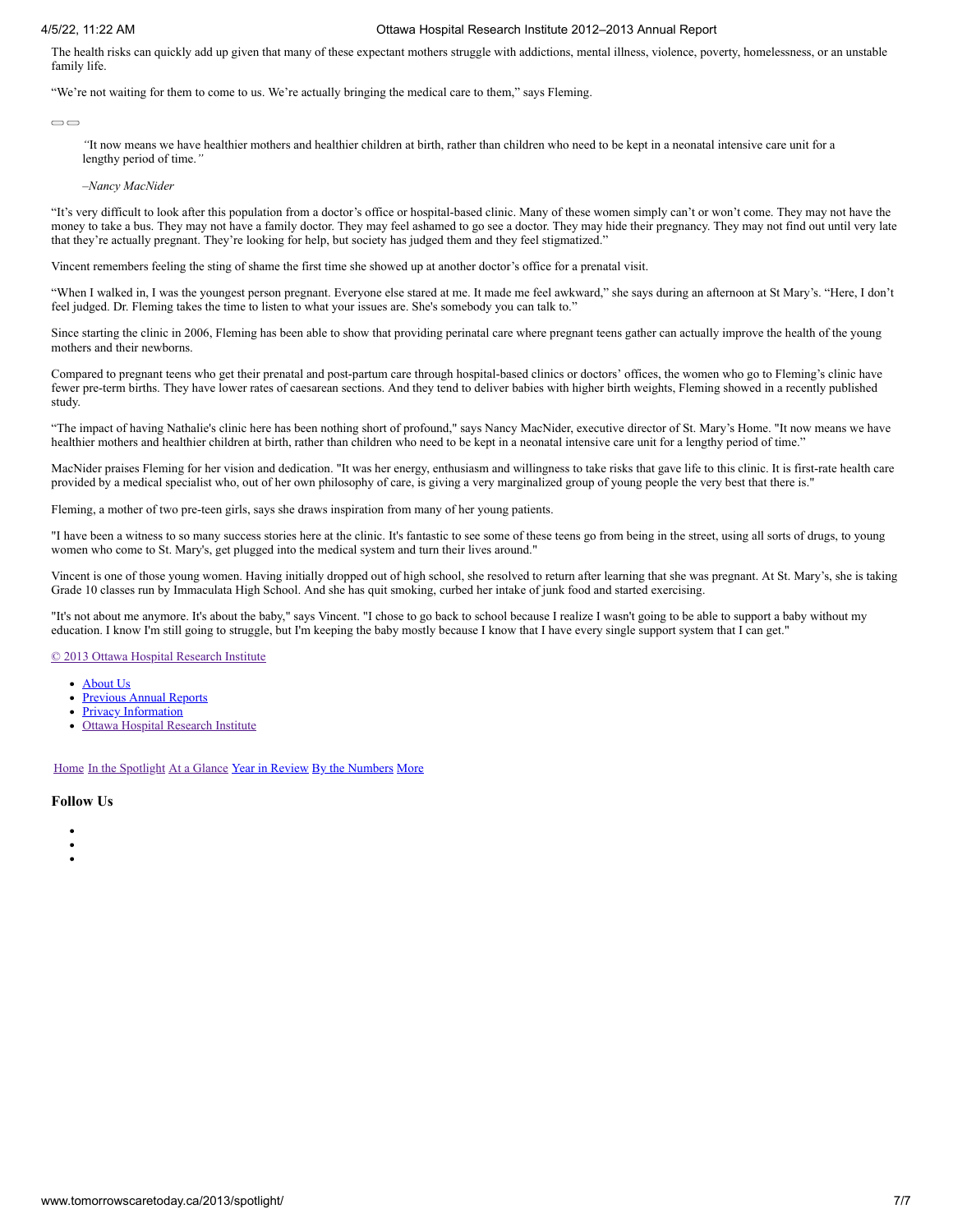The health risks can quickly add up given that many of these expectant mothers struggle with addictions, mental illness, violence, poverty, homelessness, or an unstable family life.

“We’re not waiting for them to come to us. We’re actually bringing the medical care to them,” says Fleming.

> *“*It now means we have healthier mothers and healthier children at birth, rather than children who need to be kept in a neonatal intensive care unit for a lengthy period of time.*”*
>
> *–Nancy MacNider*

“It’s very difficult to look after this population from a doctor’s office or hospital-based clinic. Many of these women simply can’t or won’t come. They may not have the money to take a bus. They may not have a family doctor. They may feel ashamed to go see a doctor. They may hide their pregnancy. They may not find out until very late that they’re actually pregnant. They’re looking for help, but society has judged them and they feel stigmatized.”

Vincent remembers feeling the sting of shame the first time she showed up at another doctor’s office for a prenatal visit.

“When I walked in, I was the youngest person pregnant. Everyone else stared at me. It made me feel awkward,” she says during an afternoon at St Mary’s. “Here, I don’t feel judged. Dr. Fleming takes the time to listen to what your issues are. She's somebody you can talk to.”

Since starting the clinic in 2006, Fleming has been able to show that providing perinatal care where pregnant teens gather can actually improve the health of the young mothers and their newborns.

Compared to pregnant teens who get their prenatal and post-partum care through hospital-based clinics or doctors’ offices, the women who go to Fleming’s clinic have fewer pre-term births. They have lower rates of caesarean sections. And they tend to deliver babies with higher birth weights, Fleming showed in a recently published study.

“The impact of having Nathalie's clinic here has been nothing short of profound," says Nancy MacNider, executive director of St. Mary’s Home. "It now means we have healthier mothers and healthier children at birth, rather than children who need to be kept in a neonatal intensive care unit for a lengthy period of time.”

MacNider praises Fleming for her vision and dedication. "It was her energy, enthusiasm and willingness to take risks that gave life to this clinic. It is first-rate health care provided by a medical specialist who, out of her own philosophy of care, is giving a very marginalized group of young people the very best that there is."

Fleming, a mother of two pre-teen girls, says she draws inspiration from many of her young patients.

"I have been a witness to so many success stories here at the clinic. It's fantastic to see some of these teens go from being in the street, using all sorts of drugs, to young women who come to St. Mary's, get plugged into the medical system and turn their lives around."

Vincent is one of those young women. Having initially dropped out of high school, she resolved to return after learning that she was pregnant. At St. Mary’s, she is taking Grade 10 classes run by Immaculata High School. And she has quit smoking, curbed her intake of junk food and started exercising.

"It's not about me anymore. It's about the baby," says Vincent. "I chose to go back to school because I realize I wasn't going to be able to support a baby without my education. I know I'm still going to struggle, but I'm keeping the baby mostly because I know that I have every single support system that I can get."

© 2013 Ottawa Hospital Research Institute

- About Us
- Previous Annual Reports
- Privacy Information
- Ottawa Hospital Research Institute

Home In the Spotlight At a Glance Year in Review By the Numbers More

### Follow Us